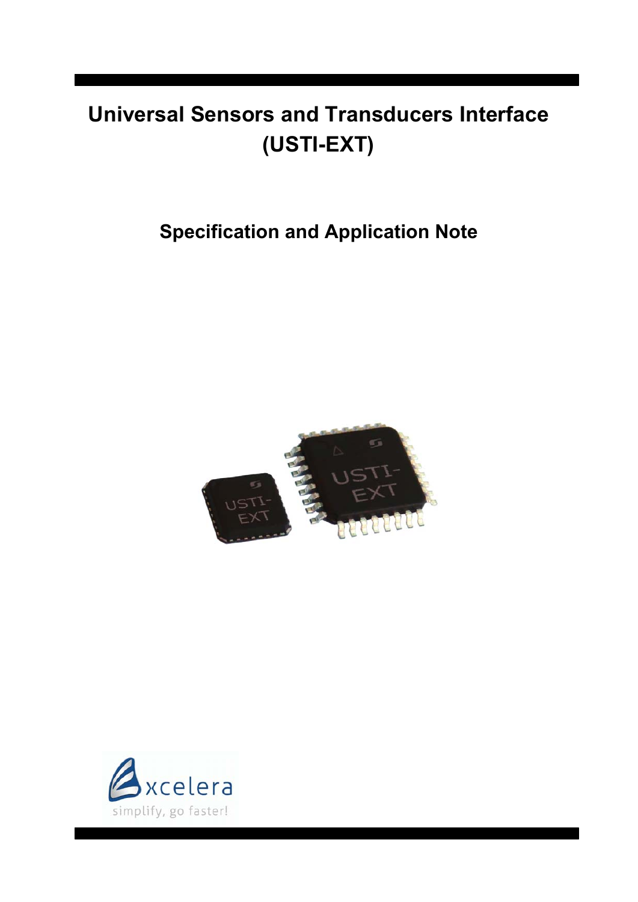# Universal Sensors and Transducers Interface (USTI-EXT)

## Specification and Application Note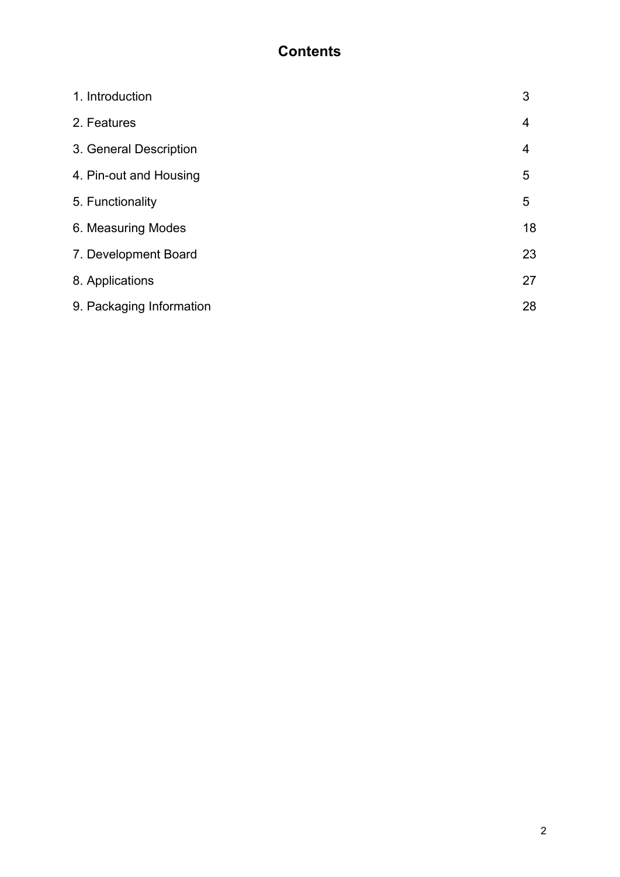# Contents

| | |
|---|---|
| 1. Introduction | 3 |
| 2. Features | 4 |
| 3. General Description | 4 |
| 4. Pin-out and Housing | 5 |
| 5. Functionality | 5 |
| 6. Measuring Modes | 18 |
| 7. Development Board | 23 |
| 8. Applications | 27 |
| 9. Packaging Information | 28 |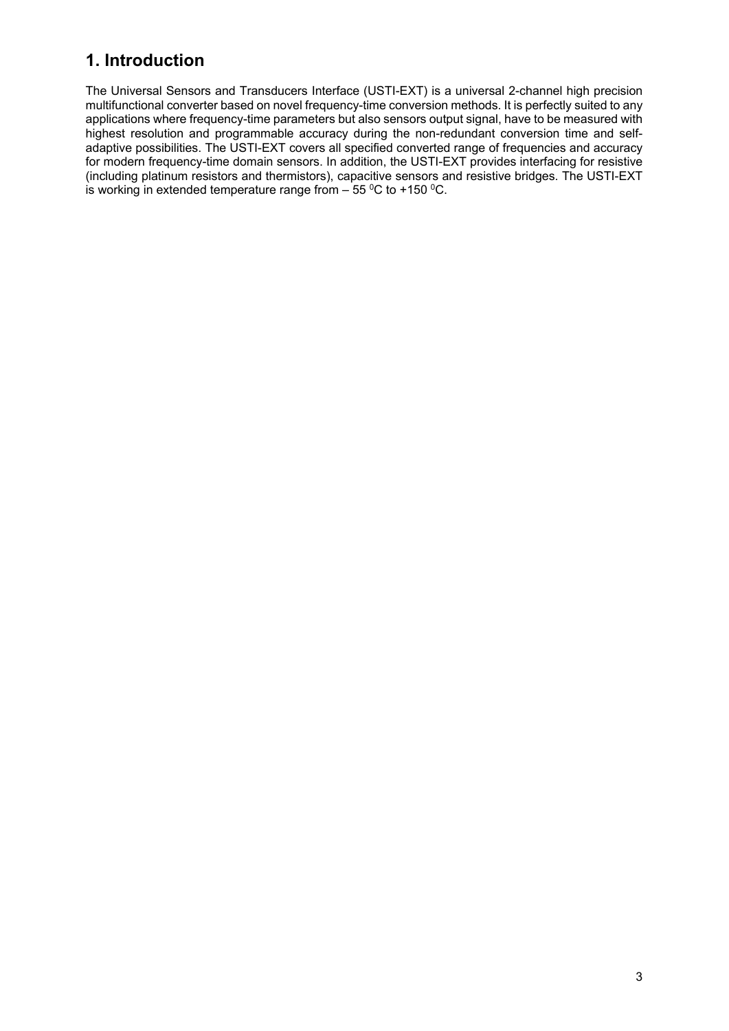# 1. Introduction

The Universal Sensors and Transducers Interface (USTI-EXT) is a universal 2-channel high precision multifunctional converter based on novel frequency-time conversion methods. It is perfectly suited to any applications where frequency-time parameters but also sensors output signal, have to be measured with highest resolution and programmable accuracy during the non-redundant conversion time and self-adaptive possibilities. The USTI-EXT covers all specified converted range of frequencies and accuracy for modern frequency-time domain sensors. In addition, the USTI-EXT provides interfacing for resistive (including platinum resistors and thermistors), capacitive sensors and resistive bridges. The USTI-EXT is working in extended temperature range from – 55 $^{0}$C to +150 $^{0}$C.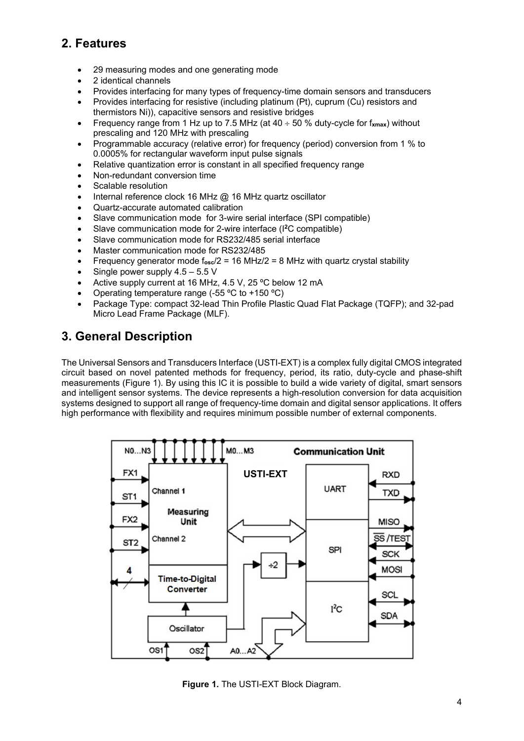## 2. Features

- 29 measuring modes and one generating mode
- 2 identical channels
- Provides interfacing for many types of frequency-time domain sensors and transducers
- Provides interfacing for resistive (including platinum (Pt), cuprum (Cu) resistors and thermistors Ni)), capacitive sensors and resistive bridges
- Frequency range from 1 Hz up to 7.5 MHz (at 40 ÷ 50 % duty-cycle for $f_{xmax}$) without prescaling and 120 MHz with prescaling
- Programmable accuracy (relative error) for frequency (period) conversion from 1 % to 0.0005% for rectangular waveform input pulse signals
- Relative quantization error is constant in all specified frequency range
- Non-redundant conversion time
- Scalable resolution
- Internal reference clock 16 MHz @ 16 MHz quartz oscillator
- Quartz-accurate automated calibration
- Slave communication mode for 3-wire serial interface (SPI compatible)
- Slave communication mode for 2-wire interface (I²C compatible)
- Slave communication mode for RS232/485 serial interface
- Master communication mode for RS232/485
- Frequency generator mode $f_{osc}/2$ = 16 MHz/2 = 8 MHz with quartz crystal stability
- Single power supply 4.5 – 5.5 V
- Active supply current at 16 MHz, 4.5 V, 25 ºC below 12 mA
- Operating temperature range (-55 ºC to +150 ºC)
- Package Type: compact 32-lead Thin Profile Plastic Quad Flat Package (TQFP); and 32-pad Micro Lead Frame Package (MLF).

## 3. General Description

The Universal Sensors and Transducers Interface (USTI-EXT) is a complex fully digital CMOS integrated circuit based on novel patented methods for frequency, period, its ratio, duty-cycle and phase-shift measurements (Figure 1). By using this IC it is possible to build a wide variety of digital, smart sensors and intelligent sensor systems. The device represents a high-resolution conversion for data acquisition systems designed to support all range of frequency-time domain and digital sensor applications. It offers high performance with flexibility and requires minimum possible number of external components.

**Figure 1.** The USTI-EXT Block Diagram.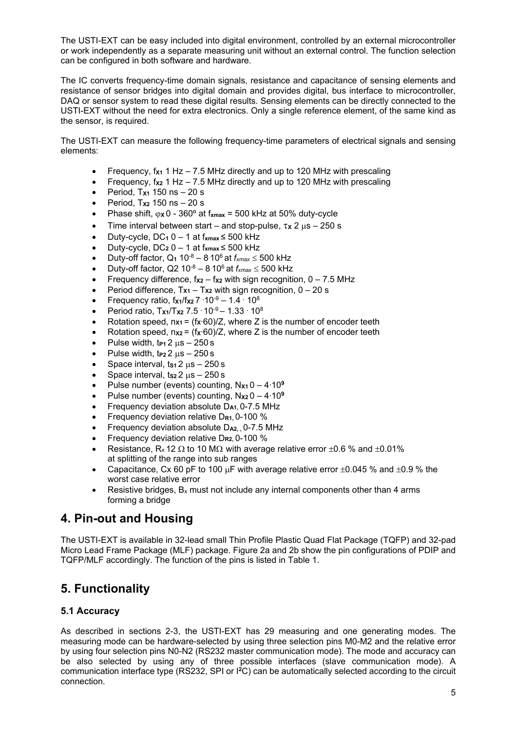The USTI-EXT can be easy included into digital environment, controlled by an external microcontroller or work independently as a separate measuring unit without an external control. The function selection can be configured in both software and hardware.

The IC converts frequency-time domain signals, resistance and capacitance of sensing elements and resistance of sensor bridges into digital domain and provides digital, bus interface to microcontroller, DAQ or sensor system to read these digital results. Sensing elements can be directly connected to the USTI-EXT without the need for extra electronics. Only a single reference element, of the same kind as the sensor, is required.

The USTI-EXT can measure the following frequency-time parameters of electrical signals and sensing elements:

- Frequency, $f_{x1}$ 1 Hz – 7.5 MHz directly and up to 120 MHz with prescaling
- Frequency, $f_{x2}$ 1 Hz – 7.5 MHz directly and up to 120 MHz with prescaling
- Period, $T_{x1}$ 150 ns – 20 s
- Period, $T_{x2}$ 150 ns – 20 s
- Phase shift, $\varphi_x$ 0 - 360º at $f_{xmax}$ = 500 kHz at 50% duty-cycle
- Time interval between start – and stop-pulse, $\tau_x$ 2 μs – 250 s
- Duty-cycle, $DC_1$ 0 – 1 at $f_{xmax} \le$ 500 kHz
- Duty-cycle, $DC_2$ 0 – 1 at $f_{xmax} \le$ 500 kHz
- Duty-off factor, $Q_1$ $10^{-8}$ – $8 \cdot 10^6$ at $f_{xmax} \le$ 500 kHz
- Duty-off factor, Q2 $10^{-8}$ – $8 \cdot 10^6$ at $f_{xmax} \le$ 500 kHz
- Frequency difference, $f_{x2} - f_{x2}$ with sign recognition, 0 – 7.5 MHz
- Period difference, $T_{x1} - T_{x2}$ with sign recognition, 0 – 20 s
- Frequency ratio, $f_{x1}/f_{x2}$ $7 \cdot 10^{-9}$ – $1.4 \cdot 10^8$
- Period ratio, $T_{x1}/T_{x2}$ $7.5 \cdot 10^{-9}$ – $1.33 \cdot 10^8$
- Rotation speed, $n_{x1} = (f_x \cdot 60)/Z$, where Z is the number of encoder teeth
- Rotation speed, $n_{x2} = (f_x \cdot 60)/Z$, where Z is the number of encoder teeth
- Pulse width, $t_{P1}$ 2 μs – 250 s
- Pulse width, $t_{P2}$ 2 μs – 250 s
- Space interval, $t_{S1}$ 2 μs – 250 s
- Space interval, $t_{S2}$ 2 μs – 250 s
- Pulse number (events) counting, $N_{x1}$ 0 – $4 \cdot 10^9$
- Pulse number (events) counting, $N_{x2}$ 0 – $4 \cdot 10^9$
- Frequency deviation absolute $D_{A1}$, 0-7.5 MHz
- Frequency deviation relative $D_{R1}$, 0-100 %
- Frequency deviation absolute $D_{A2}$, , 0-7.5 MHz
- Frequency deviation relative $D_{R2}$, 0-100 %
- Resistance, $R_x$ 12 Ω to 10 MΩ with average relative error ±0.6 % and ±0.01% at splitting of the range into sub ranges
- Capacitance, Cx 60 pF to 100 μF with average relative error ±0.045 % and ±0.9 % the worst case relative error
- Resistive bridges, $B_x$ must not include any internal components other than 4 arms forming a bridge

# 4. Pin-out and Housing

The USTI-EXT is available in 32-lead small Thin Profile Plastic Quad Flat Package (TQFP) and 32-pad Micro Lead Frame Package (MLF) package. Figure 2a and 2b show the pin configurations of PDIP and TQFP/MLF accordingly. The function of the pins is listed in Table 1.

# 5. Functionality

### 5.1 Accuracy

As described in sections 2-3, the USTI-EXT has 29 measuring and one generating modes. The measuring mode can be hardware-selected by using three selection pins M0-M2 and the relative error by using four selection pins N0-N2 (RS232 master communication mode). The mode and accuracy can be also selected by using any of three possible interfaces (slave communication mode). A communication interface type (RS232, SPI or I²C) can be automatically selected according to the circuit connection.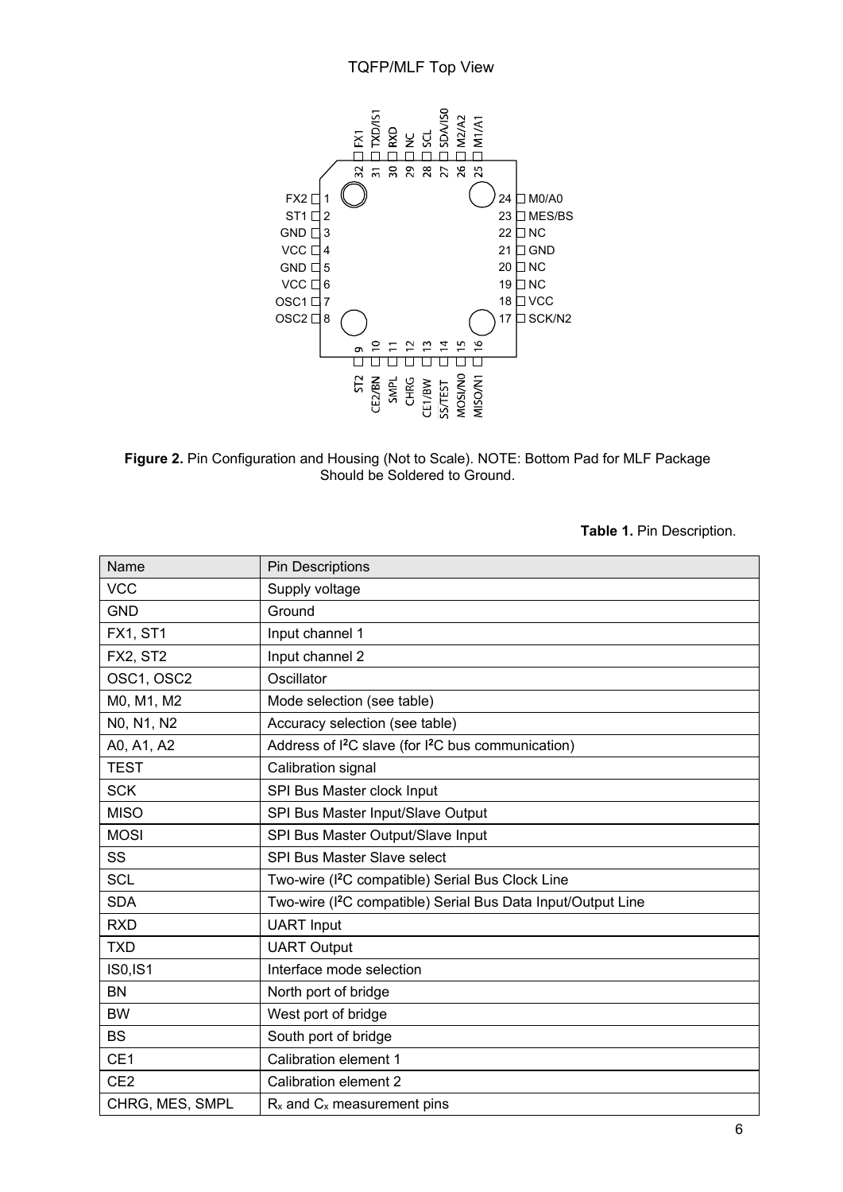TQFP/MLF Top View

**Figure 2.** Pin Configuration and Housing (Not to Scale). NOTE: Bottom Pad for MLF Package Should be Soldered to Ground.

**Table 1.** Pin Description.

| Name | Pin Descriptions |
|---|---|
| VCC | Supply voltage |
| GND | Ground |
| FX1, ST1 | Input channel 1 |
| FX2, ST2 | Input channel 2 |
| OSC1, OSC2 | Oscillator |
| M0, M1, M2 | Mode selection (see table) |
| N0, N1, N2 | Accuracy selection (see table) |
| A0, A1, A2 | Address of I²C slave (for I²C bus communication) |
| TEST | Calibration signal |
| SCK | SPI Bus Master clock Input |
| MISO | SPI Bus Master Input/Slave Output |
| MOSI | SPI Bus Master Output/Slave Input |
| SS | SPI Bus Master Slave select |
| SCL | Two-wire (I²C compatible) Serial Bus Clock Line |
| SDA | Two-wire (I²C compatible) Serial Bus Data Input/Output Line |
| RXD | UART Input |
| TXD | UART Output |
| IS0,IS1 | Interface mode selection |
| BN | North port of bridge |
| BW | West port of bridge |
| BS | South port of bridge |
| CE1 | Calibration element 1 |
| CE2 | Calibration element 2 |
| CHRG, MES, SMPL | $R_x$ and $C_x$ measurement pins |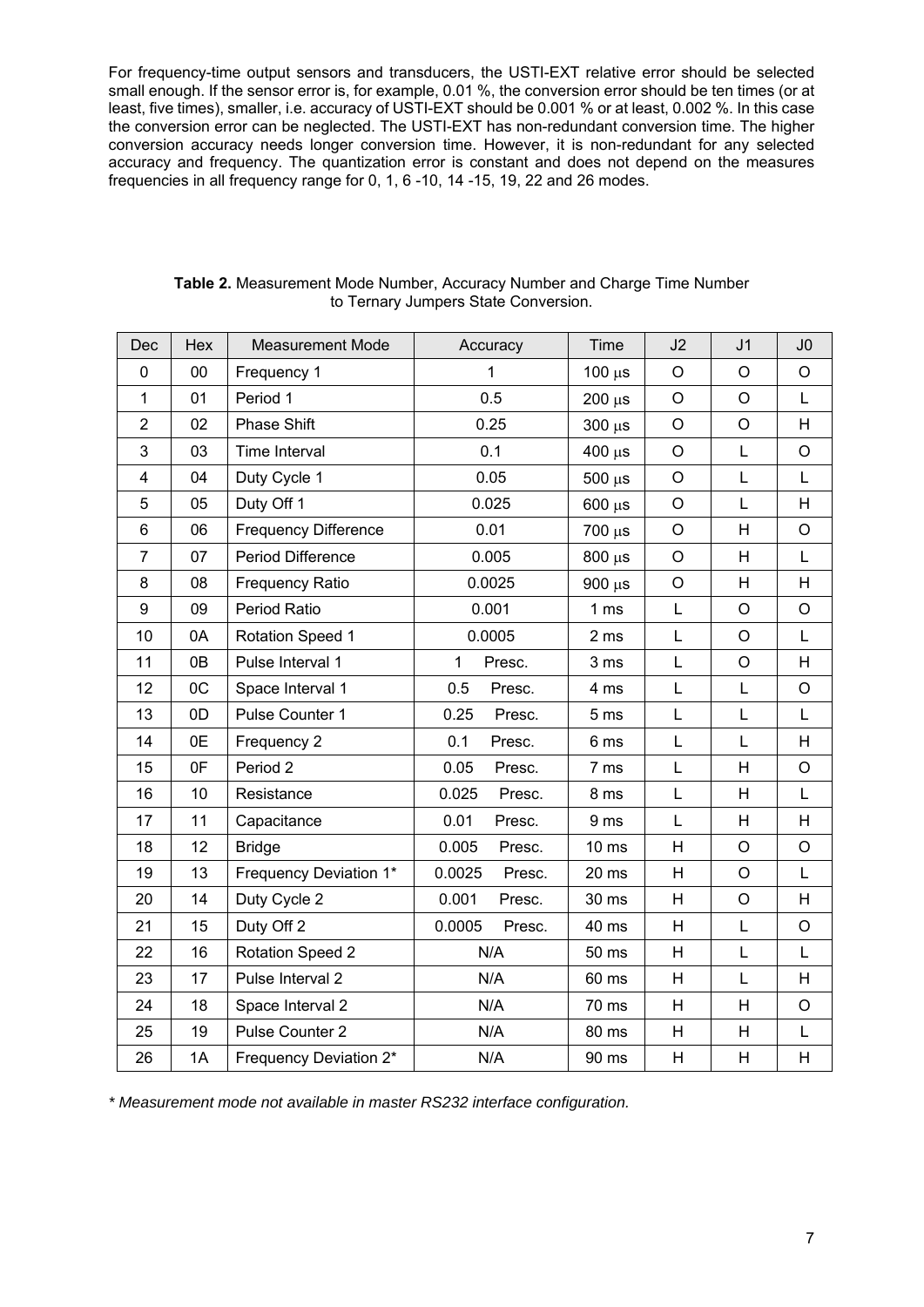For frequency-time output sensors and transducers, the USTI-EXT relative error should be selected small enough. If the sensor error is, for example, 0.01 %, the conversion error should be ten times (or at least, five times), smaller, i.e. accuracy of USTI-EXT should be 0.001 % or at least, 0.002 %. In this case the conversion error can be neglected. The USTI-EXT has non-redundant conversion time. The higher conversion accuracy needs longer conversion time. However, it is non-redundant for any selected accuracy and frequency. The quantization error is constant and does not depend on the measures frequencies in all frequency range for 0, 1, 6 -10, 14 -15, 19, 22 and 26 modes.

**Table 2.** Measurement Mode Number, Accuracy Number and Charge Time Number to Ternary Jumpers State Conversion.

| Dec | Hex | Measurement Mode | Accuracy | Time | J2 | J1 | J0 |
|---|---|---|---|---|---|---|---|
| 0 | 00 | Frequency 1 | 1 | 100 μs | O | O | O |
| 1 | 01 | Period 1 | 0.5 | 200 μs | O | O | L |
| 2 | 02 | Phase Shift | 0.25 | 300 μs | O | O | H |
| 3 | 03 | Time Interval | 0.1 | 400 μs | O | L | O |
| 4 | 04 | Duty Cycle 1 | 0.05 | 500 μs | O | L | L |
| 5 | 05 | Duty Off 1 | 0.025 | 600 μs | O | L | H |
| 6 | 06 | Frequency Difference | 0.01 | 700 μs | O | H | O |
| 7 | 07 | Period Difference | 0.005 | 800 μs | O | H | L |
| 8 | 08 | Frequency Ratio | 0.0025 | 900 μs | O | H | H |
| 9 | 09 | Period Ratio | 0.001 | 1 ms | L | O | O |
| 10 | 0A | Rotation Speed 1 | 0.0005 | 2 ms | L | O | L |
| 11 | 0B | Pulse Interval 1 | 1 Presc. | 3 ms | L | O | H |
| 12 | 0C | Space Interval 1 | 0.5 Presc. | 4 ms | L | L | O |
| 13 | 0D | Pulse Counter 1 | 0.25 Presc. | 5 ms | L | L | L |
| 14 | 0E | Frequency 2 | 0.1 Presc. | 6 ms | L | L | H |
| 15 | 0F | Period 2 | 0.05 Presc. | 7 ms | L | H | O |
| 16 | 10 | Resistance | 0.025 Presc. | 8 ms | L | H | L |
| 17 | 11 | Capacitance | 0.01 Presc. | 9 ms | L | H | H |
| 18 | 12 | Bridge | 0.005 Presc. | 10 ms | H | O | O |
| 19 | 13 | Frequency Deviation 1* | 0.0025 Presc. | 20 ms | H | O | L |
| 20 | 14 | Duty Cycle 2 | 0.001 Presc. | 30 ms | H | O | H |
| 21 | 15 | Duty Off 2 | 0.0005 Presc. | 40 ms | H | L | O |
| 22 | 16 | Rotation Speed 2 | N/A | 50 ms | H | L | L |
| 23 | 17 | Pulse Interval 2 | N/A | 60 ms | H | L | H |
| 24 | 18 | Space Interval 2 | N/A | 70 ms | H | H | O |
| 25 | 19 | Pulse Counter 2 | N/A | 80 ms | H | H | L |
| 26 | 1A | Frequency Deviation 2* | N/A | 90 ms | H | H | H |

*\* Measurement mode not available in master RS232 interface configuration.*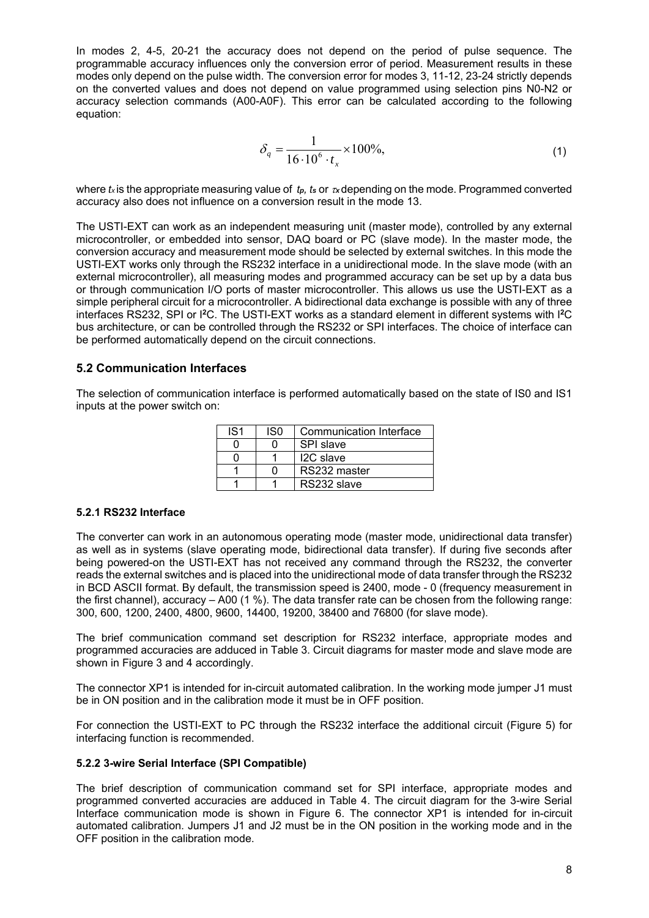In modes 2, 4-5, 20-21 the accuracy does not depend on the period of pulse sequence. The programmable accuracy influences only the conversion error of period. Measurement results in these modes only depend on the pulse width. The conversion error for modes 3, 11-12, 23-24 strictly depends on the converted values and does not depend on value programmed using selection pins N0-N2 or accuracy selection commands (A00-A0F). This error can be calculated according to the following equation:

$$\delta_q = \frac{1}{16 \cdot 10^6 \cdot t_x} \times 100\%, \tag{1}$$

where $t_x$ is the appropriate measuring value of $t_p$, $t_s$ or $\tau_x$ depending on the mode. Programmed converted accuracy also does not influence on a conversion result in the mode 13.

The USTI-EXT can work as an independent measuring unit (master mode), controlled by any external microcontroller, or embedded into sensor, DAQ board or PC (slave mode). In the master mode, the conversion accuracy and measurement mode should be selected by external switches. In this mode the USTI-EXT works only through the RS232 interface in a unidirectional mode. In the slave mode (with an external microcontroller), all measuring modes and programmed accuracy can be set up by a data bus or through communication I/O ports of master microcontroller. This allows us use the USTI-EXT as a simple peripheral circuit for a microcontroller. A bidirectional data exchange is possible with any of three interfaces RS232, SPI or I²C. The USTI-EXT works as a standard element in different systems with I²C bus architecture, or can be controlled through the RS232 or SPI interfaces. The choice of interface can be performed automatically depend on the circuit connections.

## 5.2 Communication Interfaces

The selection of communication interface is performed automatically based on the state of IS0 and IS1 inputs at the power switch on:

| IS1 | IS0 | Communication Interface |
|---|---|---|
| 0 | 0 | SPI slave |
| 0 | 1 | I2C slave |
| 1 | 0 | RS232 master |
| 1 | 1 | RS232 slave |

### 5.2.1 RS232 Interface

The converter can work in an autonomous operating mode (master mode, unidirectional data transfer) as well as in systems (slave operating mode, bidirectional data transfer). If during five seconds after being powered-on the USTI-EXT has not received any command through the RS232, the converter reads the external switches and is placed into the unidirectional mode of data transfer through the RS232 in BCD ASCII format. By default, the transmission speed is 2400, mode - 0 (frequency measurement in the first channel), accuracy – A00 (1 %). The data transfer rate can be chosen from the following range: 300, 600, 1200, 2400, 4800, 9600, 14400, 19200, 38400 and 76800 (for slave mode).

The brief communication command set description for RS232 interface, appropriate modes and programmed accuracies are adduced in Table 3. Circuit diagrams for master mode and slave mode are shown in Figure 3 and 4 accordingly.

The connector XP1 is intended for in-circuit automated calibration. In the working mode jumper J1 must be in ON position and in the calibration mode it must be in OFF position.

For connection the USTI-EXT to PC through the RS232 interface the additional circuit (Figure 5) for interfacing function is recommended.

### 5.2.2 3-wire Serial Interface (SPI Compatible)

The brief description of communication command set for SPI interface, appropriate modes and programmed converted accuracies are adduced in Table 4. The circuit diagram for the 3-wire Serial Interface communication mode is shown in Figure 6. The connector XP1 is intended for in-circuit automated calibration. Jumpers J1 and J2 must be in the ON position in the working mode and in the OFF position in the calibration mode.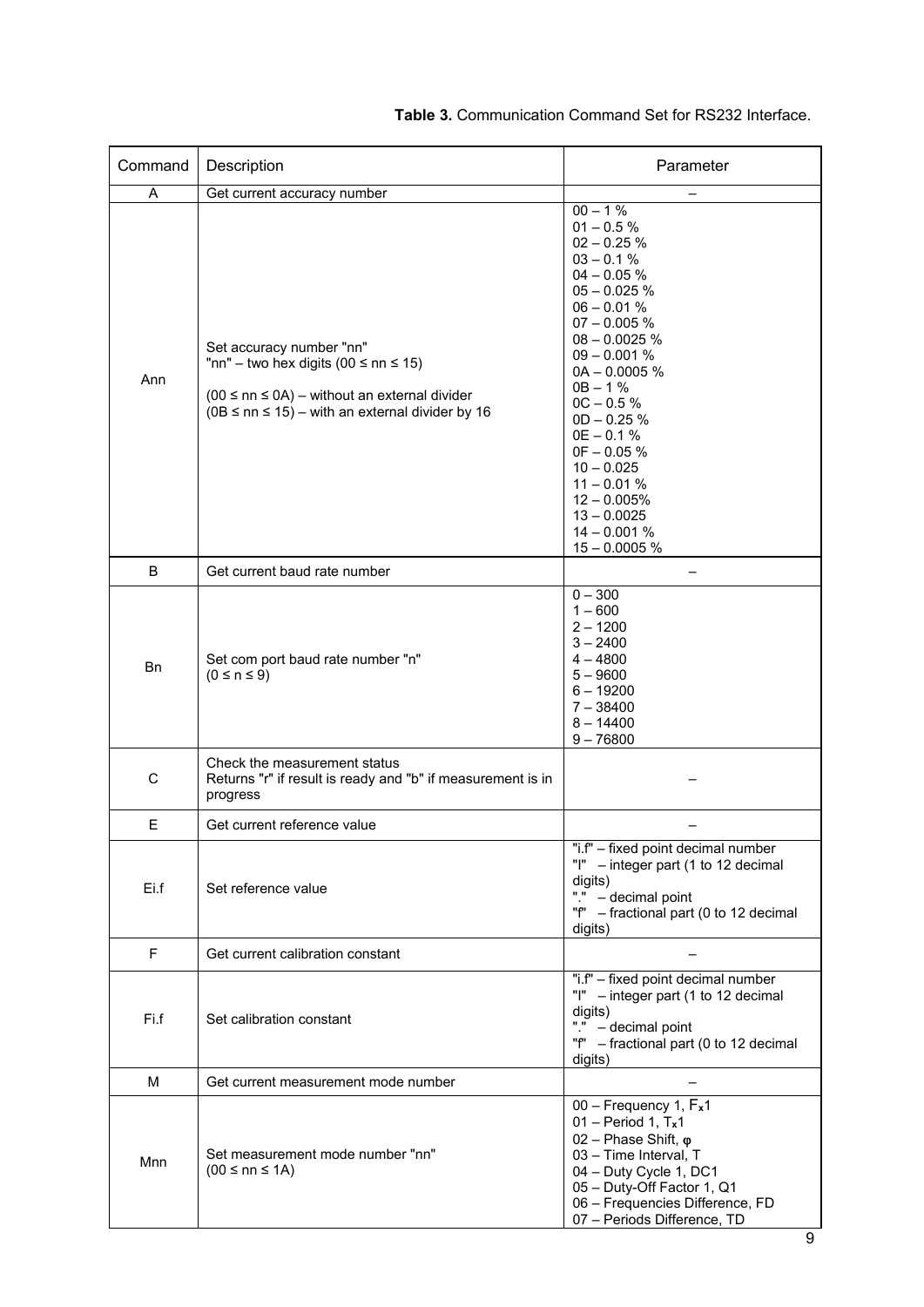**Table 3.** Communication Command Set for RS232 Interface.

| Command | Description | Parameter |
|---|---|---|
| A | Get current accuracy number | – |
| Ann | Set accuracy number "nn"<br>"nn" – two hex digits (00 ≤ nn ≤ 15)<br><br>(00 ≤ nn ≤ 0A) – without an external divider<br>(0B ≤ nn ≤ 15) – with an external divider by 16 | 00 – 1 %<br>01 – 0.5 %<br>02 – 0.25 %<br>03 – 0.1 %<br>04 – 0.05 %<br>05 – 0.025 %<br>06 – 0.01 %<br>07 – 0.005 %<br>08 – 0.0025 %<br>09 – 0.001 %<br>0A – 0.0005 %<br>0B – 1 %<br>0C – 0.5 %<br>0D – 0.25 %<br>0E – 0.1 %<br>0F – 0.05 %<br>10 – 0.025<br>11 – 0.01 %<br>12 – 0.005%<br>13 – 0.0025<br>14 – 0.001 %<br>15 – 0.0005 % |
| B | Get current baud rate number | – |
| Bn | Set com port baud rate number "n"<br>(0 ≤ n ≤ 9) | 0 – 300<br>1 – 600<br>2 – 1200<br>3 – 2400<br>4 – 4800<br>5 – 9600<br>6 – 19200<br>7 – 38400<br>8 – 14400<br>9 – 76800 |
| C | Check the measurement status<br>Returns "r" if result is ready and "b" if measurement is in progress | – |
| E | Get current reference value | – |
| Ei.f | Set reference value | "i.f" – fixed point decimal number<br>"I" – integer part (1 to 12 decimal digits)<br>"." – decimal point<br>"f" – fractional part (0 to 12 decimal digits) |
| F | Get current calibration constant | – |
| Fi.f | Set calibration constant | "i.f" – fixed point decimal number<br>"I" – integer part (1 to 12 decimal digits)<br>"." – decimal point<br>"f" – fractional part (0 to 12 decimal digits) |
| M | Get current measurement mode number | – |
| Mnn | Set measurement mode number "nn"<br>(00 ≤ nn ≤ 1A) | 00 – Frequency 1, $F_x1$<br>01 – Period 1, $T_x1$<br>02 – Phase Shift, φ<br>03 – Time Interval, T<br>04 – Duty Cycle 1, DC1<br>05 – Duty-Off Factor 1, Q1<br>06 – Frequencies Difference, FD<br>07 – Periods Difference, TD |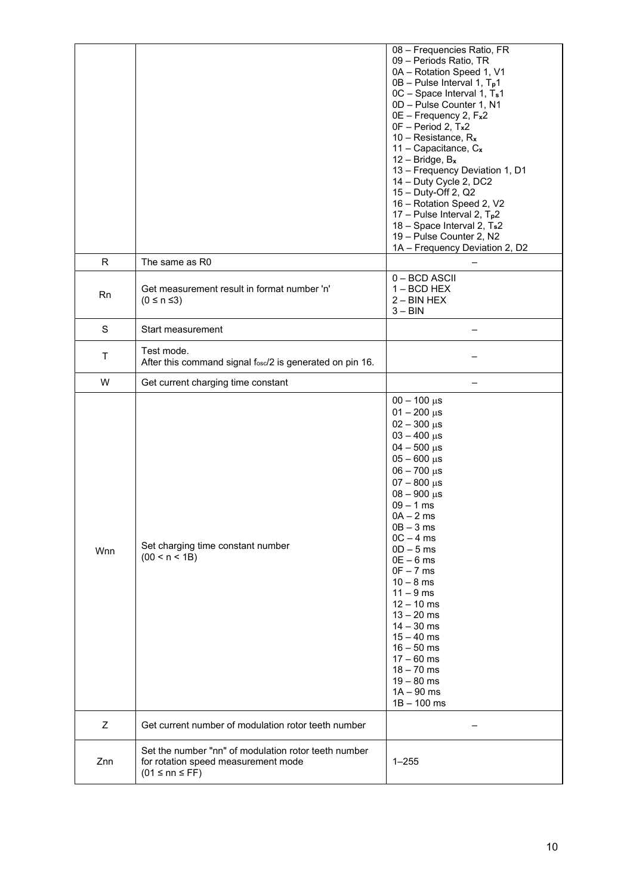| | | |
|---|---|---|
| | | 08 – Frequencies Ratio, FR<br>09 – Periods Ratio, TR<br>0A – Rotation Speed 1, V1<br>0B – Pulse Interval 1, $T_p1$<br>0C – Space Interval 1, $T_s1$<br>0D – Pulse Counter 1, N1<br>0E – Frequency 2, $F_x2$<br>0F – Period 2, $T_x2$<br>10 – Resistance, $R_x$<br>11 – Capacitance, $C_x$<br>12 – Bridge, $B_x$<br>13 – Frequency Deviation 1, D1<br>14 – Duty Cycle 2, DC2<br>15 – Duty-Off 2, Q2<br>16 – Rotation Speed 2, V2<br>17 – Pulse Interval 2, $T_p2$<br>18 – Space Interval 2, $T_s2$<br>19 – Pulse Counter 2, N2<br>1A – Frequency Deviation 2, D2 |
| R | The same as R0 | – |
| Rn | Get measurement result in format number 'n'<br>$(0 \le n \le 3)$ | 0 – BCD ASCII<br>1 – BCD HEX<br>2 – BIN HEX<br>3 – BIN |
| S | Start measurement | – |
| T | Test mode.<br>After this command signal $f_{osc}/2$ is generated on pin 16. | – |
| W | Get current charging time constant | – |
| Wnn | Set charging time constant number<br>(00 < n < 1B) | 00 – 100 μs<br>01 – 200 μs<br>02 – 300 μs<br>03 – 400 μs<br>04 – 500 μs<br>05 – 600 μs<br>06 – 700 μs<br>07 – 800 μs<br>08 – 900 μs<br>09 – 1 ms<br>0A – 2 ms<br>0B – 3 ms<br>0C – 4 ms<br>0D – 5 ms<br>0E – 6 ms<br>0F – 7 ms<br>10 – 8 ms<br>11 – 9 ms<br>12 – 10 ms<br>13 – 20 ms<br>14 – 30 ms<br>15 – 40 ms<br>16 – 50 ms<br>17 – 60 ms<br>18 – 70 ms<br>19 – 80 ms<br>1A – 90 ms<br>1B – 100 ms |
| Z | Get current number of modulation rotor teeth number | – |
| Znn | Set the number "nn" of modulation rotor teeth number for rotation speed measurement mode<br>(01 ≤ nn ≤ FF) | 1–255 |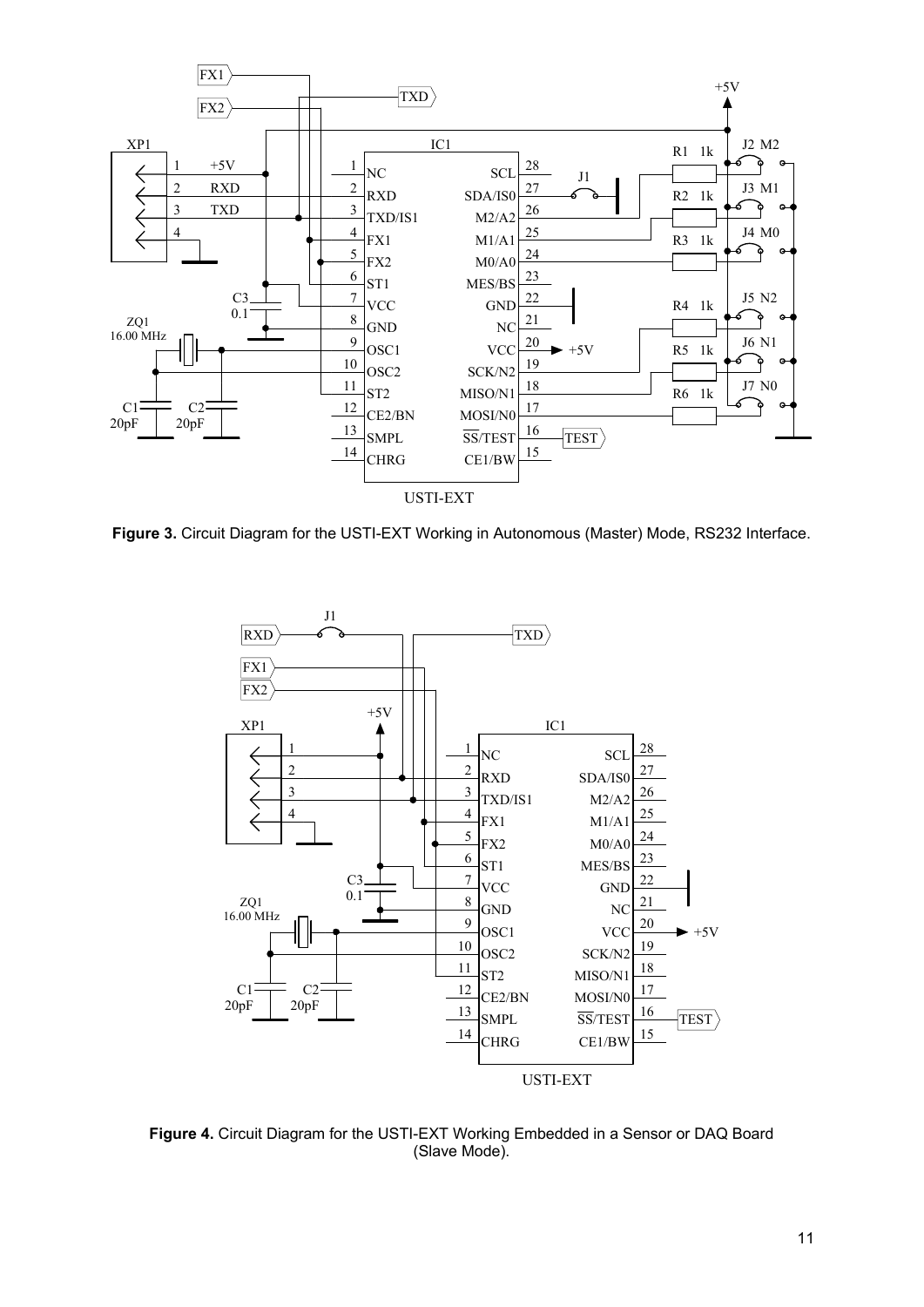**Figure 3.** Circuit Diagram for the USTI-EXT Working in Autonomous (Master) Mode, RS232 Interface.

**Figure 4.** Circuit Diagram for the USTI-EXT Working Embedded in a Sensor or DAQ Board (Slave Mode).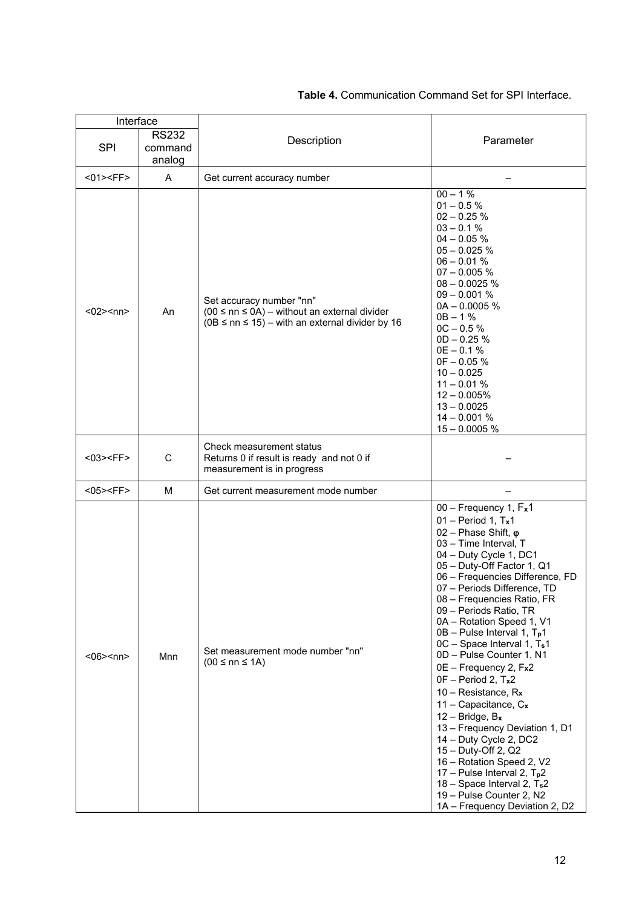**Table 4.** Communication Command Set for SPI Interface.

| Interface | | Description | Parameter |
|---|---|---|---|
| SPI | RS232 command analog | | |
| <01><FF> | A | Get current accuracy number | – |
| <02><nn> | An | Set accuracy number "nn"<br>(00 ≤ nn ≤ 0A) – without an external divider<br>(0B ≤ nn ≤ 15) – with an external divider by 16 | 00 – 1 %<br>01 – 0.5 %<br>02 – 0.25 %<br>03 – 0.1 %<br>04 – 0.05 %<br>05 – 0.025 %<br>06 – 0.01 %<br>07 – 0.005 %<br>08 – 0.0025 %<br>09 – 0.001 %<br>0A – 0.0005 %<br>0B – 1 %<br>0C – 0.5 %<br>0D – 0.25 %<br>0E – 0.1 %<br>0F – 0.05 %<br>10 – 0.025<br>11 – 0.01 %<br>12 – 0.005%<br>13 – 0.0025<br>14 – 0.001 %<br>15 – 0.0005 % |
| <03><FF> | C | Check measurement status<br>Returns 0 if result is ready and not 0 if measurement is in progress | – |
| <05><FF> | M | Get current measurement mode number | – |
| <06><nn> | Mnn | Set measurement mode number "nn"<br>(00 ≤ nn ≤ 1A) | 00 – Frequency 1, $F_x1$<br>01 – Period 1, $T_x1$<br>02 – Phase Shift, φ<br>03 – Time Interval, T<br>04 – Duty Cycle 1, DC1<br>05 – Duty-Off Factor 1, Q1<br>06 – Frequencies Difference, FD<br>07 – Periods Difference, TD<br>08 – Frequencies Ratio, FR<br>09 – Periods Ratio, TR<br>0A – Rotation Speed 1, V1<br>0B – Pulse Interval 1, $T_p1$<br>0C – Space Interval 1, $T_s1$<br>0D – Pulse Counter 1, N1<br>0E – Frequency 2, $F_x2$<br>0F – Period 2, $T_x2$<br>10 – Resistance, $R_x$<br>11 – Capacitance, $C_x$<br>12 – Bridge, $B_x$<br>13 – Frequency Deviation 1, D1<br>14 – Duty Cycle 2, DC2<br>15 – Duty-Off 2, Q2<br>16 – Rotation Speed 2, V2<br>17 – Pulse Interval 2, $T_p2$<br>18 – Space Interval 2, $T_s2$<br>19 – Pulse Counter 2, N2<br>1A – Frequency Deviation 2, D2 |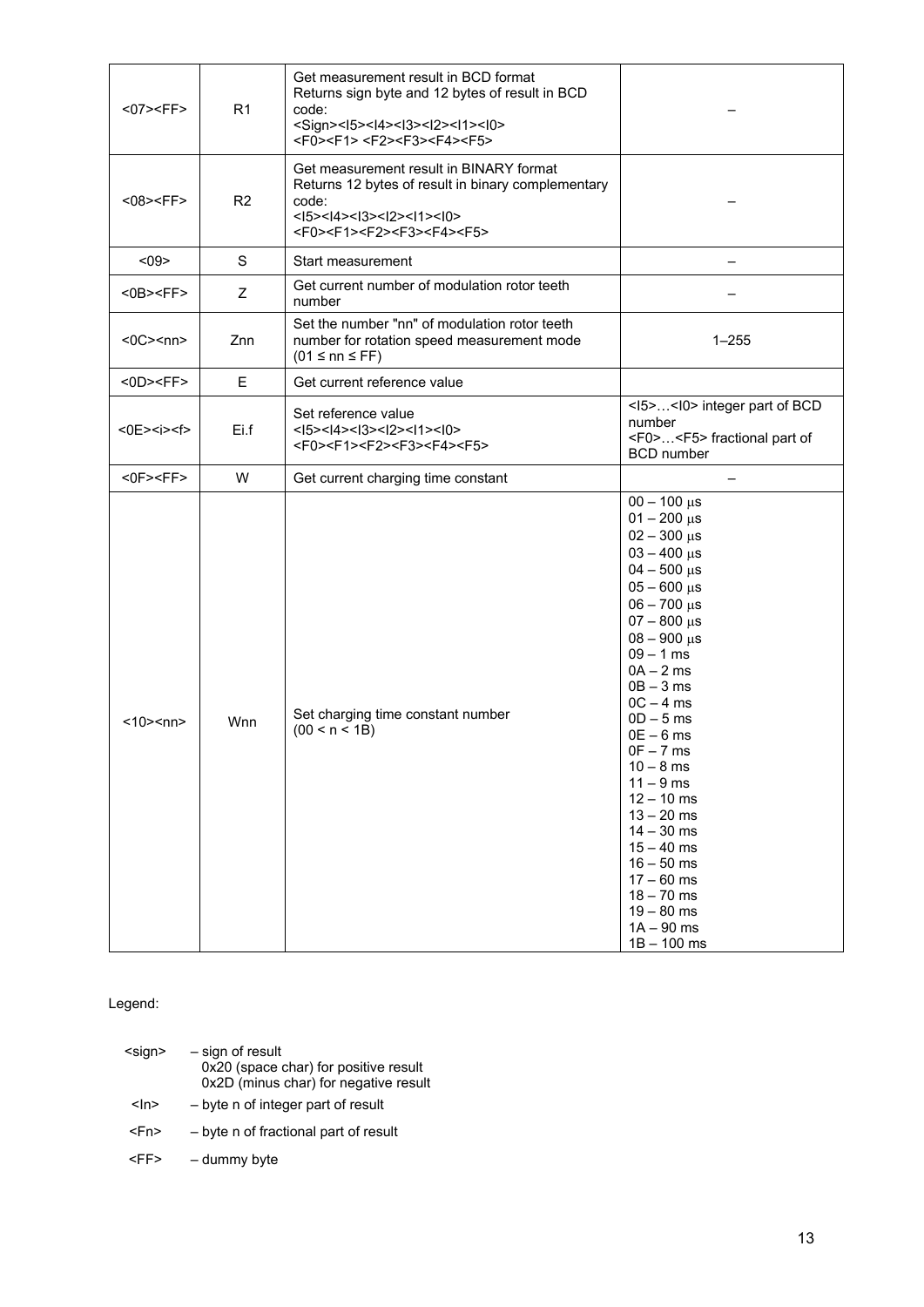| | | | |
|---|---|---|---|
| <07><FF> | R1 | Get measurement result in BCD format<br>Returns sign byte and 12 bytes of result in BCD code:<br><Sign><I5><I4><I3><I2><I1><I0><br><F0><F1> <F2><F3><F4><F5> | – |
| <08><FF> | R2 | Get measurement result in BINARY format<br>Returns 12 bytes of result in binary complementary code:<br><I5><I4><I3><I2><I1><I0><br><F0><F1><F2><F3><F4><F5> | – |
| <09> | S | Start measurement | – |
| <0B><FF> | Z | Get current number of modulation rotor teeth number | – |
| <0C><nn> | Znn | Set the number "nn" of modulation rotor teeth number for rotation speed measurement mode<br>(01 ≤ nn ≤ FF) | 1–255 |
| <0D><FF> | E | Get current reference value | |
| <0E><i><f> | Ei.f | Set reference value<br><I5><I4><I3><I2><I1><I0><br><F0><F1><F2><F3><F4><F5> | <I5>…<I0> integer part of BCD number<br><F0>…<F5> fractional part of BCD number |
| <0F><FF> | W | Get current charging time constant | – |
| <10><nn> | Wnn | Set charging time constant number<br>(00 < n < 1B) | 00 – 100 μs<br>01 – 200 μs<br>02 – 300 μs<br>03 – 400 μs<br>04 – 500 μs<br>05 – 600 μs<br>06 – 700 μs<br>07 – 800 μs<br>08 – 900 μs<br>09 – 1 ms<br>0A – 2 ms<br>0B – 3 ms<br>0C – 4 ms<br>0D – 5 ms<br>0E – 6 ms<br>0F – 7 ms<br>10 – 8 ms<br>11 – 9 ms<br>12 – 10 ms<br>13 – 20 ms<br>14 – 30 ms<br>15 – 40 ms<br>16 – 50 ms<br>17 – 60 ms<br>18 – 70 ms<br>19 – 80 ms<br>1A – 90 ms<br>1B – 100 ms |

Legend:

- <sign> – sign of result
  0x20 (space char) for positive result
  0x2D (minus char) for negative result
- <In> – byte n of integer part of result
- <Fn> – byte n of fractional part of result
- <FF> – dummy byte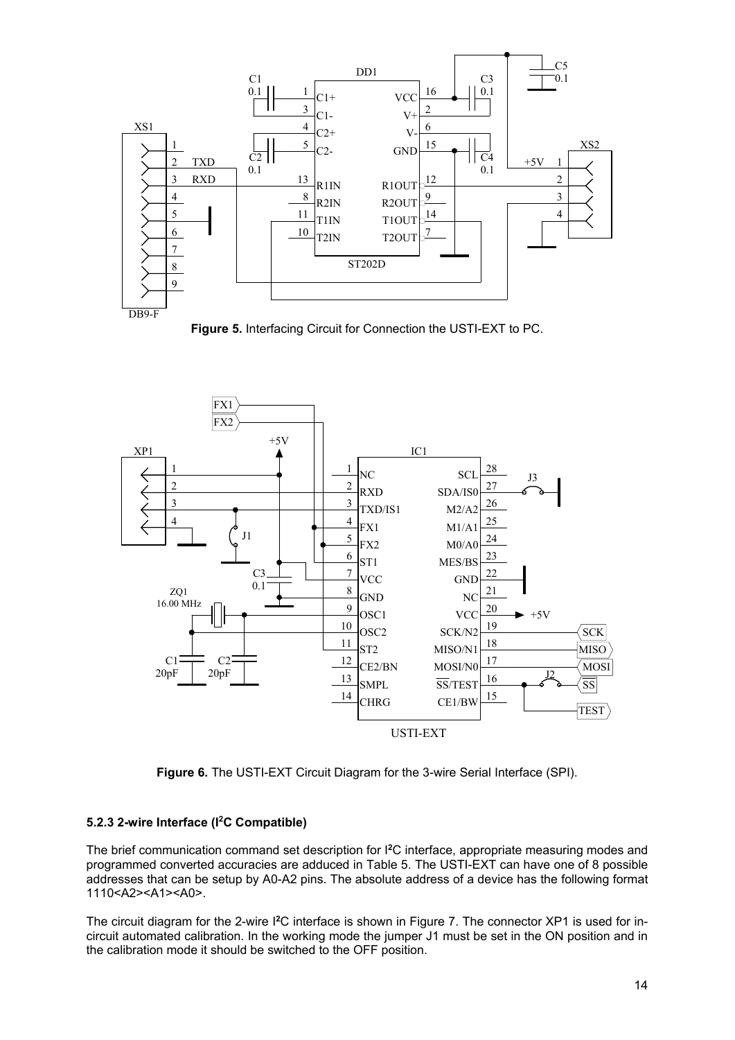**Figure 5.** Interfacing Circuit for Connection the USTI-EXT to PC.

**Figure 6.** The USTI-EXT Circuit Diagram for the 3-wire Serial Interface (SPI).

### 5.2.3 2-wire Interface (I²C Compatible)

The brief communication command set description for I²C interface, appropriate measuring modes and programmed converted accuracies are adduced in Table 5. The USTI-EXT can have one of 8 possible addresses that can be setup by A0-A2 pins. The absolute address of a device has the following format 1110<A2><A1><A0>.

The circuit diagram for the 2-wire I²C interface is shown in Figure 7. The connector XP1 is used for in-circuit automated calibration. In the working mode the jumper J1 must be set in the ON position and in the calibration mode it should be switched to the OFF position.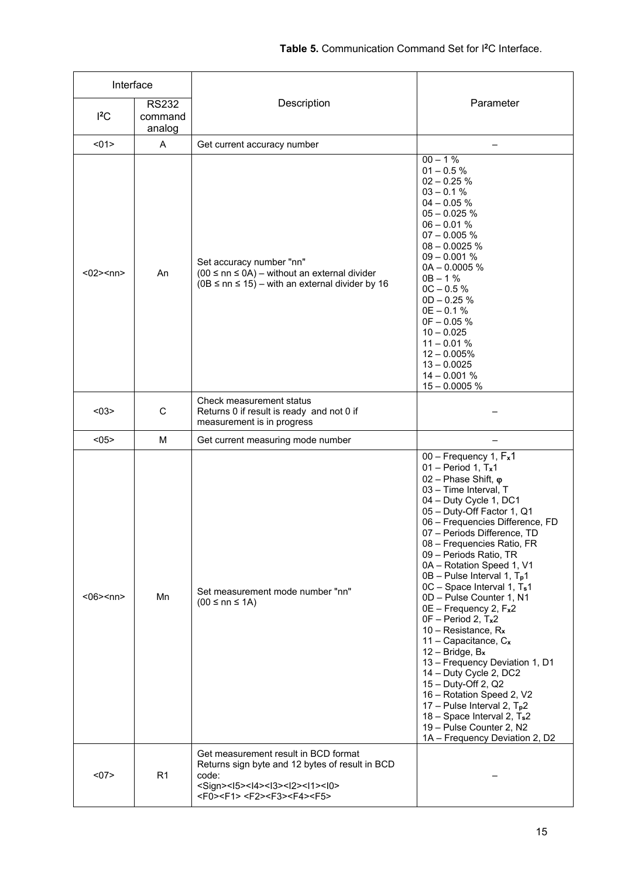**Table 5.** Communication Command Set for I²C Interface.

| Interface | | Description | Parameter |
|---|---|---|---|
| I²C | RS232 command analog | | |
| <01> | A | Get current accuracy number | – |
| <02><nn> | An | Set accuracy number "nn"<br>(00 ≤ nn ≤ 0A) – without an external divider<br>(0B ≤ nn ≤ 15) – with an external divider by 16 | 00 – 1 %<br>01 – 0.5 %<br>02 – 0.25 %<br>03 – 0.1 %<br>04 – 0.05 %<br>05 – 0.025 %<br>06 – 0.01 %<br>07 – 0.005 %<br>08 – 0.0025 %<br>09 – 0.001 %<br>0A – 0.0005 %<br>0B – 1 %<br>0C – 0.5 %<br>0D – 0.25 %<br>0E – 0.1 %<br>0F – 0.05 %<br>10 – 0.025<br>11 – 0.01 %<br>12 – 0.005%<br>13 – 0.0025<br>14 – 0.001 %<br>15 – 0.0005 % |
| <03> | C | Check measurement status<br>Returns 0 if result is ready and not 0 if measurement is in progress | – |
| <05> | M | Get current measuring mode number | – |
| <06><nn> | Mn | Set measurement mode number "nn"<br>(00 ≤ nn ≤ 1A) | 00 – Frequency 1, $F_x1$<br>01 – Period 1, $T_x1$<br>02 – Phase Shift, φ<br>03 – Time Interval, T<br>04 – Duty Cycle 1, DC1<br>05 – Duty-Off Factor 1, Q1<br>06 – Frequencies Difference, FD<br>07 – Periods Difference, TD<br>08 – Frequencies Ratio, FR<br>09 – Periods Ratio, TR<br>0A – Rotation Speed 1, V1<br>0B – Pulse Interval 1, $T_p1$<br>0C – Space Interval 1, $T_s1$<br>0D – Pulse Counter 1, N1<br>0E – Frequency 2, $F_x2$<br>0F – Period 2, $T_x2$<br>10 – Resistance, $R_x$<br>11 – Capacitance, $C_x$<br>12 – Bridge, $B_x$<br>13 – Frequency Deviation 1, D1<br>14 – Duty Cycle 2, DC2<br>15 – Duty-Off 2, Q2<br>16 – Rotation Speed 2, V2<br>17 – Pulse Interval 2, $T_p2$<br>18 – Space Interval 2, $T_s2$<br>19 – Pulse Counter 2, N2<br>1A – Frequency Deviation 2, D2 |
| <07> | R1 | Get measurement result in BCD format<br>Returns sign byte and 12 bytes of result in BCD code:<br><Sign><I5><I4><I3><I2><I1><I0><br><F0><F1> <F2><F3><F4><F5> | – |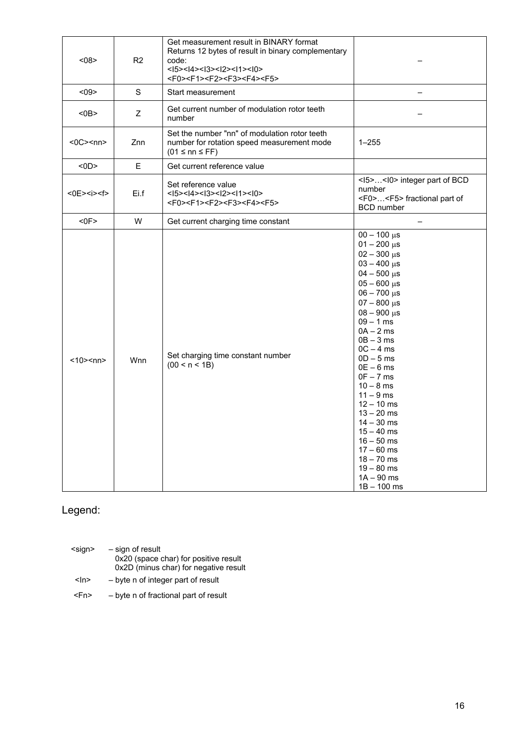| <08> | R2 | Get measurement result in BINARY format<br>Returns 12 bytes of result in binary complementary code:<br><I5><I4><I3><I2><I1><I0><br><F0><F1><F2><F3><F4><F5> | – |
|---|---|---|---|
| <09> | S | Start measurement | – |
| <0B> | Z | Get current number of modulation rotor teeth number | – |
| <0C><nn> | Znn | Set the number "nn" of modulation rotor teeth number for rotation speed measurement mode<br>(01 ≤ nn ≤ FF) | 1–255 |
| <0D> | E | Get current reference value | |
| <0E><i><f> | Ei.f | Set reference value<br><I5><I4><I3><I2><I1><I0><br><F0><F1><F2><F3><F4><F5> | <I5>…<I0> integer part of BCD number<br><F0>…<F5> fractional part of BCD number |
| <0F> | W | Get current charging time constant | – |
| <10><nn> | Wnn | Set charging time constant number<br>(00 < n < 1B) | 00 – 100 μs<br>01 – 200 μs<br>02 – 300 μs<br>03 – 400 μs<br>04 – 500 μs<br>05 – 600 μs<br>06 – 700 μs<br>07 – 800 μs<br>08 – 900 μs<br>09 – 1 ms<br>0A – 2 ms<br>0B – 3 ms<br>0C – 4 ms<br>0D – 5 ms<br>0E – 6 ms<br>0F – 7 ms<br>10 – 8 ms<br>11 – 9 ms<br>12 – 10 ms<br>13 – 20 ms<br>14 – 30 ms<br>15 – 40 ms<br>16 – 50 ms<br>17 – 60 ms<br>18 – 70 ms<br>19 – 80 ms<br>1A – 90 ms<br>1B – 100 ms |

Legend:

<sign> – sign of result
0x20 (space char) for positive result
0x2D (minus char) for negative result

<In> – byte n of integer part of result

<Fn> – byte n of fractional part of result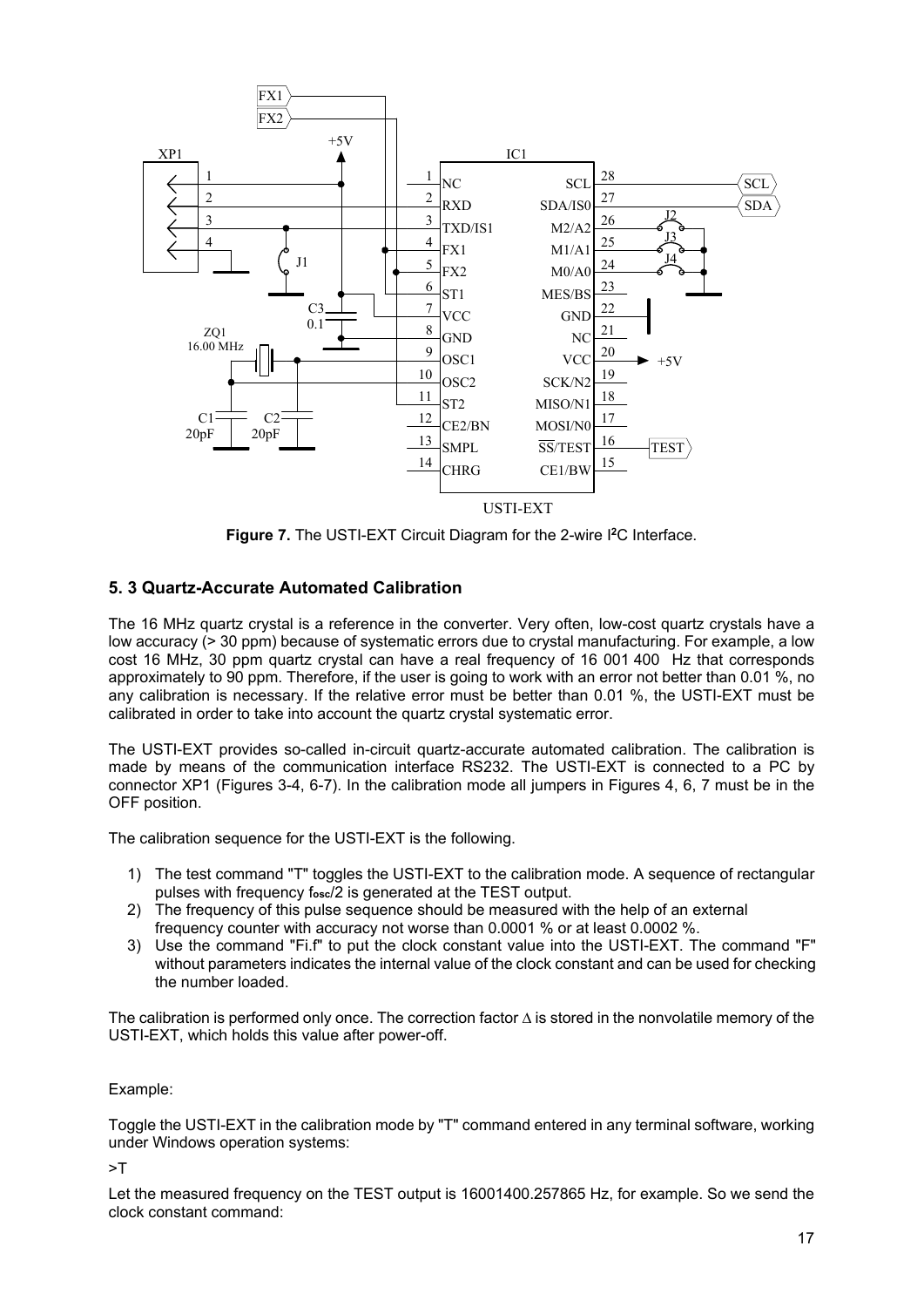**Figure 7.** The USTI-EXT Circuit Diagram for the 2-wire I²C Interface.

### 5. 3 Quartz-Accurate Automated Calibration

The 16 MHz quartz crystal is a reference in the converter. Very often, low-cost quartz crystals have a low accuracy (> 30 ppm) because of systematic errors due to crystal manufacturing. For example, a low cost 16 MHz, 30 ppm quartz crystal can have a real frequency of 16 001 400 Hz that corresponds approximately to 90 ppm. Therefore, if the user is going to work with an error not better than 0.01 %, no any calibration is necessary. If the relative error must be better than 0.01 %, the USTI-EXT must be calibrated in order to take into account the quartz crystal systematic error.

The USTI-EXT provides so-called in-circuit quartz-accurate automated calibration. The calibration is made by means of the communication interface RS232. The USTI-EXT is connected to a PC by connector XP1 (Figures 3-4, 6-7). In the calibration mode all jumpers in Figures 4, 6, 7 must be in the OFF position.

The calibration sequence for the USTI-EXT is the following.

1) The test command "T" toggles the USTI-EXT to the calibration mode. A sequence of rectangular pulses with frequency $f_{osc}/2$ is generated at the TEST output.
2) The frequency of this pulse sequence should be measured with the help of an external frequency counter with accuracy not worse than 0.0001 % or at least 0.0002 %.
3) Use the command "Fi.f" to put the clock constant value into the USTI-EXT. The command "F" without parameters indicates the internal value of the clock constant and can be used for checking the number loaded.

The calibration is performed only once. The correction factor $\Delta$ is stored in the nonvolatile memory of the USTI-EXT, which holds this value after power-off.

Example:

Toggle the USTI-EXT in the calibration mode by "T" command entered in any terminal software, working under Windows operation systems:

>T

Let the measured frequency on the TEST output is 16001400.257865 Hz, for example. So we send the clock constant command: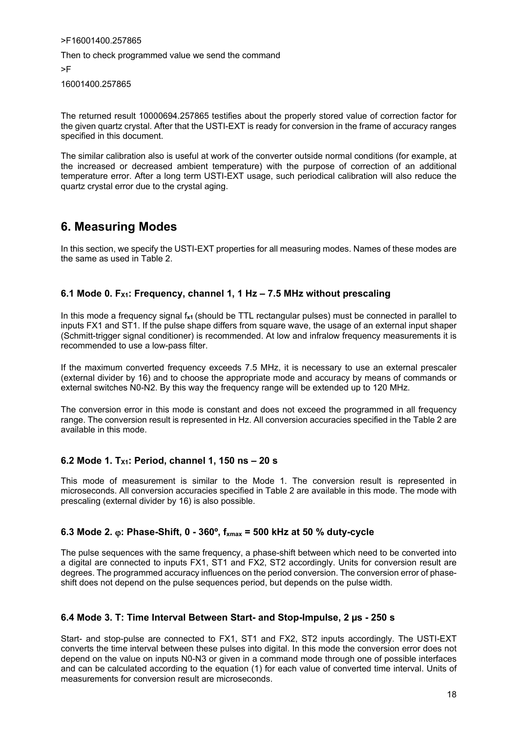```
>F16001400.257865
```

Then to check programmed value we send the command

```
>F
16001400.257865
```

The returned result 10000694.257865 testifies about the properly stored value of correction factor for the given quartz crystal. After that the USTI-EXT is ready for conversion in the frame of accuracy ranges specified in this document.

The similar calibration also is useful at work of the converter outside normal conditions (for example, at the increased or decreased ambient temperature) with the purpose of correction of an additional temperature error. After a long term USTI-EXT usage, such periodical calibration will also reduce the quartz crystal error due to the crystal aging.

# 6. Measuring Modes

In this section, we specify the USTI-EXT properties for all measuring modes. Names of these modes are the same as used in Table 2.

### 6.1 Mode 0. $F_{X1}$: Frequency, channel 1, 1 Hz – 7.5 MHz without prescaling

In this mode a frequency signal $f_{x1}$ (should be TTL rectangular pulses) must be connected in parallel to inputs FX1 and ST1. If the pulse shape differs from square wave, the usage of an external input shaper (Schmitt-trigger signal conditioner) is recommended. At low and infralow frequency measurements it is recommended to use a low-pass filter.

If the maximum converted frequency exceeds 7.5 MHz, it is necessary to use an external prescaler (external divider by 16) and to choose the appropriate mode and accuracy by means of commands or external switches N0-N2. By this way the frequency range will be extended up to 120 MHz.

The conversion error in this mode is constant and does not exceed the programmed in all frequency range. The conversion result is represented in Hz. All conversion accuracies specified in the Table 2 are available in this mode.

### 6.2 Mode 1. $T_{X1}$: Period, channel 1, 150 ns – 20 s

This mode of measurement is similar to the Mode 1. The conversion result is represented in microseconds. All conversion accuracies specified in Table 2 are available in this mode. The mode with prescaling (external divider by 16) is also possible.

### 6.3 Mode 2. $\varphi$: Phase-Shift, 0 - 360º, $f_{xmax}$ = 500 kHz at 50 % duty-cycle

The pulse sequences with the same frequency, a phase-shift between which need to be converted into a digital are connected to inputs FX1, ST1 and FX2, ST2 accordingly. Units for conversion result are degrees. The programmed accuracy influences on the period conversion. The conversion error of phase-shift does not depend on the pulse sequences period, but depends on the pulse width.

### 6.4 Mode 3. T: Time Interval Between Start- and Stop-Impulse, 2 μs - 250 s

Start- and stop-pulse are connected to FX1, ST1 and FX2, ST2 inputs accordingly. The USTI-EXT converts the time interval between these pulses into digital. In this mode the conversion error does not depend on the value on inputs N0-N3 or given in a command mode through one of possible interfaces and can be calculated according to the equation (1) for each value of converted time interval. Units of measurements for conversion result are microseconds.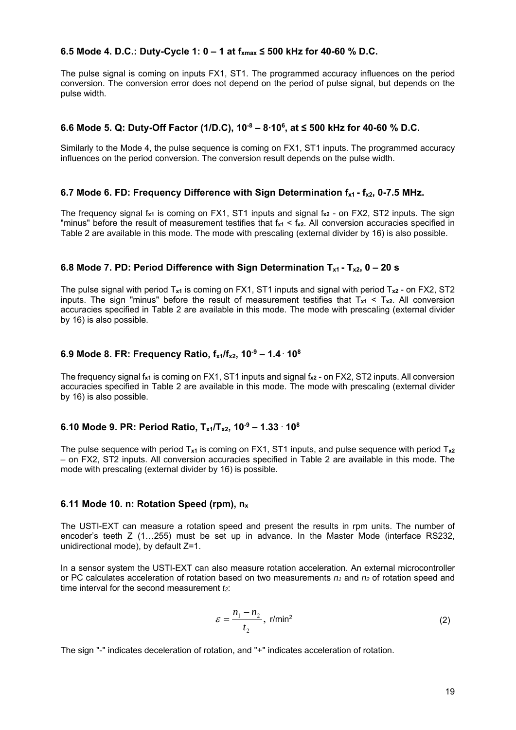### 6.5 Mode 4. D.C.: Duty-Cycle 1: 0 – 1 at $f_{xmax} \leq 500$ kHz for 40-60 % D.C.

The pulse signal is coming on inputs FX1, ST1. The programmed accuracy influences on the period conversion. The conversion error does not depend on the period of pulse signal, but depends on the pulse width.

### 6.6 Mode 5. Q: Duty-Off Factor (1/D.C), $10^{-8}$ – $8 \cdot 10^{6}$, at ≤ 500 kHz for 40-60 % D.C.

Similarly to the Mode 4, the pulse sequence is coming on FX1, ST1 inputs. The programmed accuracy influences on the period conversion. The conversion result depends on the pulse width.

### 6.7 Mode 6. FD: Frequency Difference with Sign Determination $f_{x1} - f_{x2}$, 0-7.5 MHz.

The frequency signal $f_{x1}$ is coming on FX1, ST1 inputs and signal $f_{x2}$ - on FX2, ST2 inputs. The sign "minus" before the result of measurement testifies that $f_{x1} < f_{x2}$. All conversion accuracies specified in Table 2 are available in this mode. The mode with prescaling (external divider by 16) is also possible.

### 6.8 Mode 7. PD: Period Difference with Sign Determination $T_{x1} - T_{x2}$, 0 – 20 s

The pulse signal with period $T_{x1}$ is coming on FX1, ST1 inputs and signal with period $T_{x2}$ - on FX2, ST2 inputs. The sign "minus" before the result of measurement testifies that $T_{x1} < T_{x2}$. All conversion accuracies specified in Table 2 are available in this mode. The mode with prescaling (external divider by 16) is also possible.

### 6.9 Mode 8. FR: Frequency Ratio, $f_{x1}/f_{x2}$, $10^{-9}$ – $1.4 \cdot 10^{8}$

The frequency signal $f_{x1}$ is coming on FX1, ST1 inputs and signal $f_{x2}$ - on FX2, ST2 inputs. All conversion accuracies specified in Table 2 are available in this mode. The mode with prescaling (external divider by 16) is also possible.

### 6.10 Mode 9. PR: Period Ratio, $T_{x1}/T_{x2}$, $10^{-9}$ – $1.33 \cdot 10^{8}$

The pulse sequence with period $T_{x1}$ is coming on FX1, ST1 inputs, and pulse sequence with period $T_{x2}$ – on FX2, ST2 inputs. All conversion accuracies specified in Table 2 are available in this mode. The mode with prescaling (external divider by 16) is possible.

### 6.11 Mode 10. n: Rotation Speed (rpm), $n_x$

The USTI-EXT can measure a rotation speed and present the results in rpm units. The number of encoder's teeth Z (1…255) must be set up in advance. In the Master Mode (interface RS232, unidirectional mode), by default Z=1.

In a sensor system the USTI-EXT can also measure rotation acceleration. An external microcontroller or PC calculates acceleration of rotation based on two measurements $n_1$ and $n_2$ of rotation speed and time interval for the second measurement $t_2$:

$$\varepsilon = \frac{n_1 - n_2}{t_2}, \text{ r/min}^2 \tag{2}$$

The sign "-" indicates deceleration of rotation, and "+" indicates acceleration of rotation.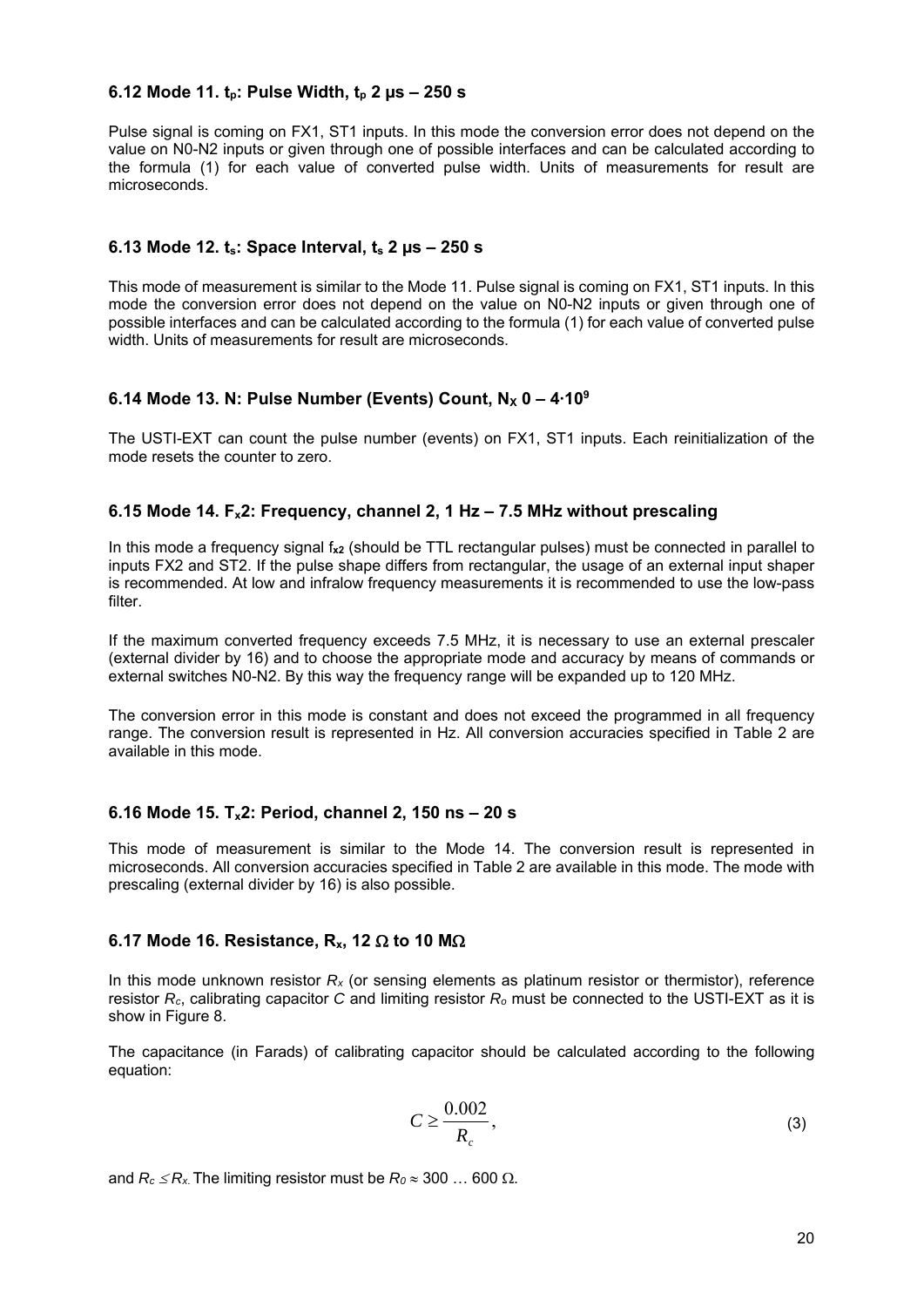### 6.12 Mode 11. $t_p$: Pulse Width, $t_p$ 2 µs – 250 s

Pulse signal is coming on FX1, ST1 inputs. In this mode the conversion error does not depend on the value on N0-N2 inputs or given through one of possible interfaces and can be calculated according to the formula (1) for each value of converted pulse width. Units of measurements for result are microseconds.

### 6.13 Mode 12. $t_s$: Space Interval, $t_s$ 2 µs – 250 s

This mode of measurement is similar to the Mode 11. Pulse signal is coming on FX1, ST1 inputs. In this mode the conversion error does not depend on the value on N0-N2 inputs or given through one of possible interfaces and can be calculated according to the formula (1) for each value of converted pulse width. Units of measurements for result are microseconds.

### 6.14 Mode 13. N: Pulse Number (Events) Count, $N_X$ 0 – $4 \cdot 10^9$

The USTI-EXT can count the pulse number (events) on FX1, ST1 inputs. Each reinitialization of the mode resets the counter to zero.

### 6.15 Mode 14. $F_x2$: Frequency, channel 2, 1 Hz – 7.5 MHz without prescaling

In this mode a frequency signal $f_{x2}$ (should be TTL rectangular pulses) must be connected in parallel to inputs FX2 and ST2. If the pulse shape differs from rectangular, the usage of an external input shaper is recommended. At low and infralow frequency measurements it is recommended to use the low-pass filter.

If the maximum converted frequency exceeds 7.5 MHz, it is necessary to use an external prescaler (external divider by 16) and to choose the appropriate mode and accuracy by means of commands or external switches N0-N2. By this way the frequency range will be expanded up to 120 MHz.

The conversion error in this mode is constant and does not exceed the programmed in all frequency range. The conversion result is represented in Hz. All conversion accuracies specified in Table 2 are available in this mode.

### 6.16 Mode 15. $T_x2$: Period, channel 2, 150 ns – 20 s

This mode of measurement is similar to the Mode 14. The conversion result is represented in microseconds. All conversion accuracies specified in Table 2 are available in this mode. The mode with prescaling (external divider by 16) is also possible.

### 6.17 Mode 16. Resistance, $R_x$, 12 Ω to 10 MΩ

In this mode unknown resistor $R_x$ (or sensing elements as platinum resistor or thermistor), reference resistor $R_c$, calibrating capacitor $C$ and limiting resistor $R_o$ must be connected to the USTI-EXT as it is show in Figure 8.

The capacitance (in Farads) of calibrating capacitor should be calculated according to the following equation:

$$C \geq \frac{0.002}{R_c}, \tag{3}$$

and $R_c \leq R_x$. The limiting resistor must be $R_0 \approx 300 \ldots 600\ \Omega$.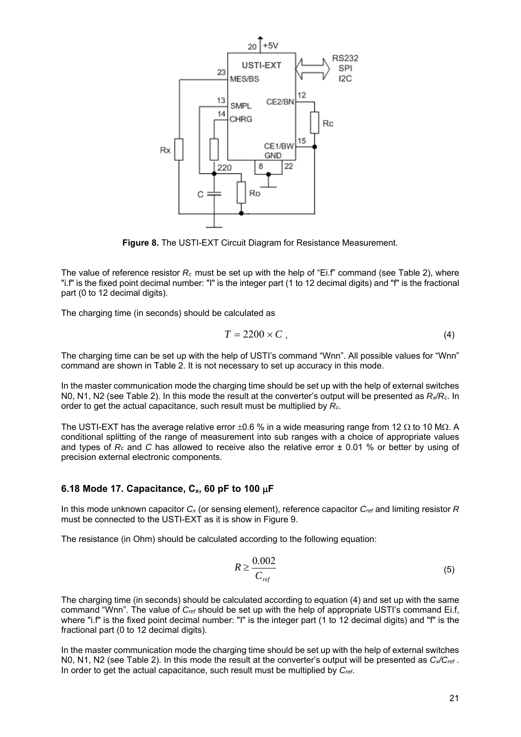**Figure 8.** The USTI-EXT Circuit Diagram for Resistance Measurement.

The value of reference resistor $R_c$ must be set up with the help of "Ei.f" command (see Table 2), where "i.f" is the fixed point decimal number: "I" is the integer part (1 to 12 decimal digits) and "f" is the fractional part (0 to 12 decimal digits).

The charging time (in seconds) should be calculated as

$$T = 2200 \times C \,, \tag{4}$$

The charging time can be set up with the help of USTI's command "Wnn". All possible values for "Wnn" command are shown in Table 2. It is not necessary to set up accuracy in this mode.

In the master communication mode the charging time should be set up with the help of external switches N0, N1, N2 (see Table 2). In this mode the result at the converter's output will be presented as $R_x/R_c$. In order to get the actual capacitance, such result must be multiplied by $R_c$.

The USTI-EXT has the average relative error ±0.6 % in a wide measuring range from 12 Ω to 10 MΩ. A conditional splitting of the range of measurement into sub ranges with a choice of appropriate values and types of $R_c$ and $C$ has allowed to receive also the relative error ± 0.01 % or better by using of precision external electronic components.

### 6.18 Mode 17. Capacitance, $C_x$, 60 pF to 100 μF

In this mode unknown capacitor $C_x$ (or sensing element), reference capacitor $C_{ref}$ and limiting resistor $R$ must be connected to the USTI-EXT as it is show in Figure 9.

The resistance (in Ohm) should be calculated according to the following equation:

$$R \geq \frac{0.002}{C_{ref}} \tag{5}$$

The charging time (in seconds) should be calculated according to equation (4) and set up with the same command "Wnn". The value of $C_{ref}$ should be set up with the help of appropriate USTI's command Ei.f, where "i.f" is the fixed point decimal number: "I" is the integer part (1 to 12 decimal digits) and "f" is the fractional part (0 to 12 decimal digits).

In the master communication mode the charging time should be set up with the help of external switches N0, N1, N2 (see Table 2). In this mode the result at the converter's output will be presented as $C_x/C_{ref}$ . In order to get the actual capacitance, such result must be multiplied by $C_{ref}$.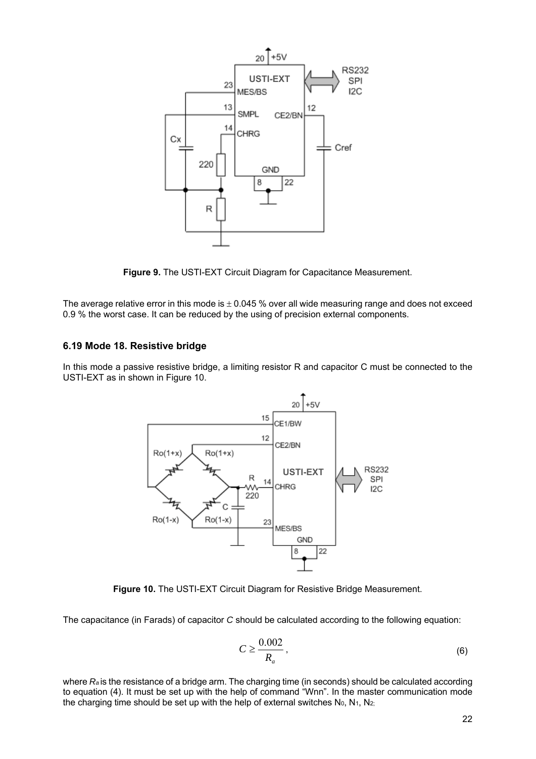**Figure 9.** The USTI-EXT Circuit Diagram for Capacitance Measurement.

The average relative error in this mode is ± 0.045 % over all wide measuring range and does not exceed 0.9 % the worst case. It can be reduced by the using of precision external components.

### 6.19 Mode 18. Resistive bridge

In this mode a passive resistive bridge, a limiting resistor R and capacitor C must be connected to the USTI-EXT as in shown in Figure 10.

**Figure 10.** The USTI-EXT Circuit Diagram for Resistive Bridge Measurement.

The capacitance (in Farads) of capacitor *C* should be calculated according to the following equation:

$$C \geq \frac{0.002}{R_a}, \tag{6}$$

where $R_a$ is the resistance of a bridge arm. The charging time (in seconds) should be calculated according to equation (4). It must be set up with the help of command "Wnn". In the master communication mode the charging time should be set up with the help of external switches $N_0$, $N_1$, $N_2$;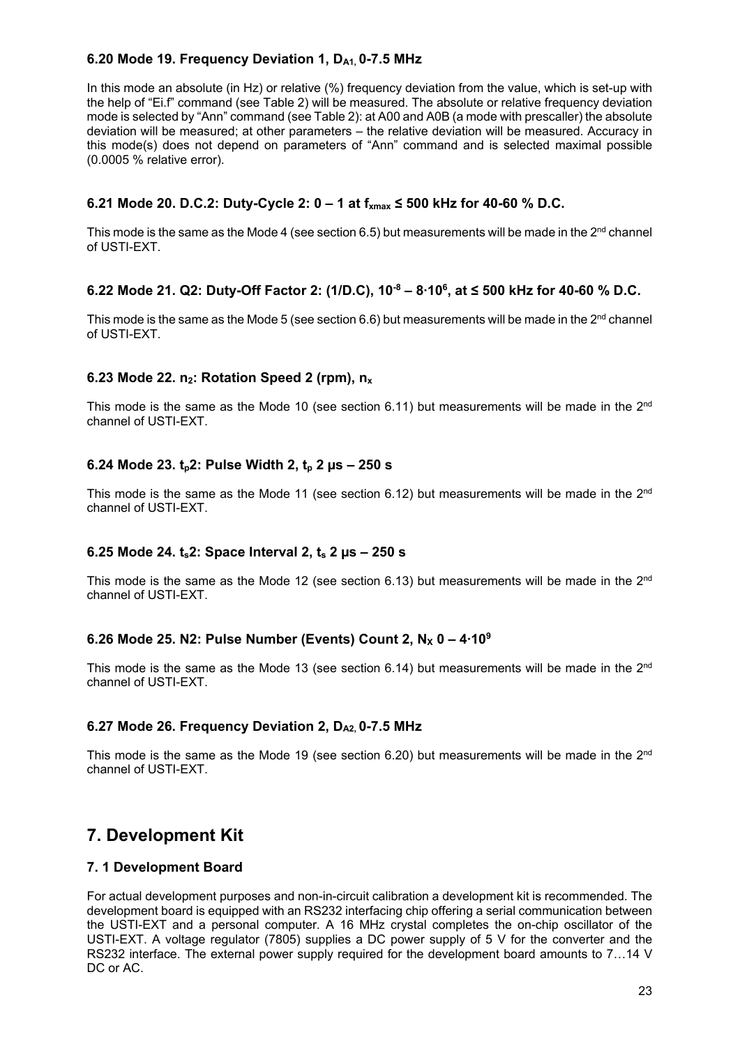### 6.20 Mode 19. Frequency Deviation 1, $D_{A1}$, 0-7.5 MHz

In this mode an absolute (in Hz) or relative (%) frequency deviation from the value, which is set-up with the help of "Ei.f" command (see Table 2) will be measured. The absolute or relative frequency deviation mode is selected by "Ann" command (see Table 2): at A00 and A0B (a mode with prescaller) the absolute deviation will be measured; at other parameters – the relative deviation will be measured. Accuracy in this mode(s) does not depend on parameters of "Ann" command and is selected maximal possible (0.0005 % relative error).

### 6.21 Mode 20. D.C.2: Duty-Cycle 2: 0 – 1 at $f_{xmax}$ ≤ 500 kHz for 40-60 % D.C.

This mode is the same as the Mode 4 (see section 6.5) but measurements will be made in the 2nd channel of USTI-EXT.

### 6.22 Mode 21. Q2: Duty-Off Factor 2: (1/D.C), $10^{-8}$ – $8 \cdot 10^{6}$, at ≤ 500 kHz for 40-60 % D.C.

This mode is the same as the Mode 5 (see section 6.6) but measurements will be made in the 2nd channel of USTI-EXT.

### 6.23 Mode 22. $n_2$: Rotation Speed 2 (rpm), $n_x$

This mode is the same as the Mode 10 (see section 6.11) but measurements will be made in the 2nd channel of USTI-EXT.

### 6.24 Mode 23. $t_p$2: Pulse Width 2, $t_p$ 2 µs – 250 s

This mode is the same as the Mode 11 (see section 6.12) but measurements will be made in the 2nd channel of USTI-EXT.

### 6.25 Mode 24. $t_s$2: Space Interval 2, $t_s$ 2 µs – 250 s

This mode is the same as the Mode 12 (see section 6.13) but measurements will be made in the 2nd channel of USTI-EXT.

### 6.26 Mode 25. N2: Pulse Number (Events) Count 2, $N_X$ 0 – $4 \cdot 10^{9}$

This mode is the same as the Mode 13 (see section 6.14) but measurements will be made in the 2nd channel of USTI-EXT.

### 6.27 Mode 26. Frequency Deviation 2, $D_{A2}$, 0-7.5 MHz

This mode is the same as the Mode 19 (see section 6.20) but measurements will be made in the 2nd channel of USTI-EXT.

## 7. Development Kit

### 7. 1 Development Board

For actual development purposes and non-in-circuit calibration a development kit is recommended. The development board is equipped with an RS232 interfacing chip offering a serial communication between the USTI-EXT and a personal computer. A 16 MHz crystal completes the on-chip oscillator of the USTI-EXT. A voltage regulator (7805) supplies a DC power supply of 5 V for the converter and the RS232 interface. The external power supply required for the development board amounts to 7…14 V DC or AC.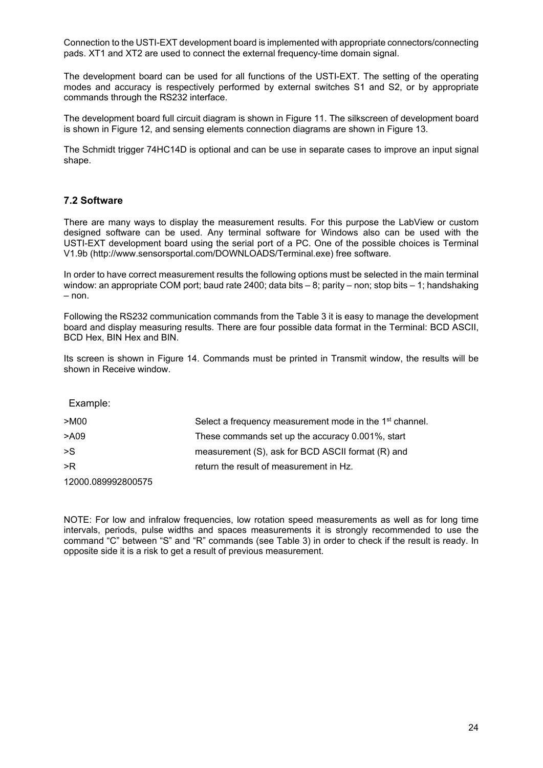Connection to the USTI-EXT development board is implemented with appropriate connectors/connecting pads. XT1 and XT2 are used to connect the external frequency-time domain signal.

The development board can be used for all functions of the USTI-EXT. The setting of the operating modes and accuracy is respectively performed by external switches S1 and S2, or by appropriate commands through the RS232 interface.

The development board full circuit diagram is shown in Figure 11. The silkscreen of development board is shown in Figure 12, and sensing elements connection diagrams are shown in Figure 13.

The Schmidt trigger 74HC14D is optional and can be use in separate cases to improve an input signal shape.

### 7.2 Software

There are many ways to display the measurement results. For this purpose the LabView or custom designed software can be used. Any terminal software for Windows also can be used with the USTI-EXT development board using the serial port of a PC. One of the possible choices is Terminal V1.9b (http://www.sensorsportal.com/DOWNLOADS/Terminal.exe) free software.

In order to have correct measurement results the following options must be selected in the main terminal window: an appropriate COM port; baud rate 2400; data bits – 8; parity – non; stop bits – 1; handshaking – non.

Following the RS232 communication commands from the Table 3 it is easy to manage the development board and display measuring results. There are four possible data format in the Terminal: BCD ASCII, BCD Hex, BIN Hex and BIN.

Its screen is shown in Figure 14. Commands must be printed in Transmit window, the results will be shown in Receive window.

Example:

| | |
|---|---|
| >M00 | Select a frequency measurement mode in the 1st channel. |
| >A09 | These commands set up the accuracy 0.001%, start |
| >S | measurement (S), ask for BCD ASCII format (R) and |
| >R | return the result of measurement in Hz. |
| 12000.089992800575 | |

NOTE: For low and infralow frequencies, low rotation speed measurements as well as for long time intervals, periods, pulse widths and spaces measurements it is strongly recommended to use the command “C” between “S” and “R” commands (see Table 3) in order to check if the result is ready. In opposite side it is a risk to get a result of previous measurement.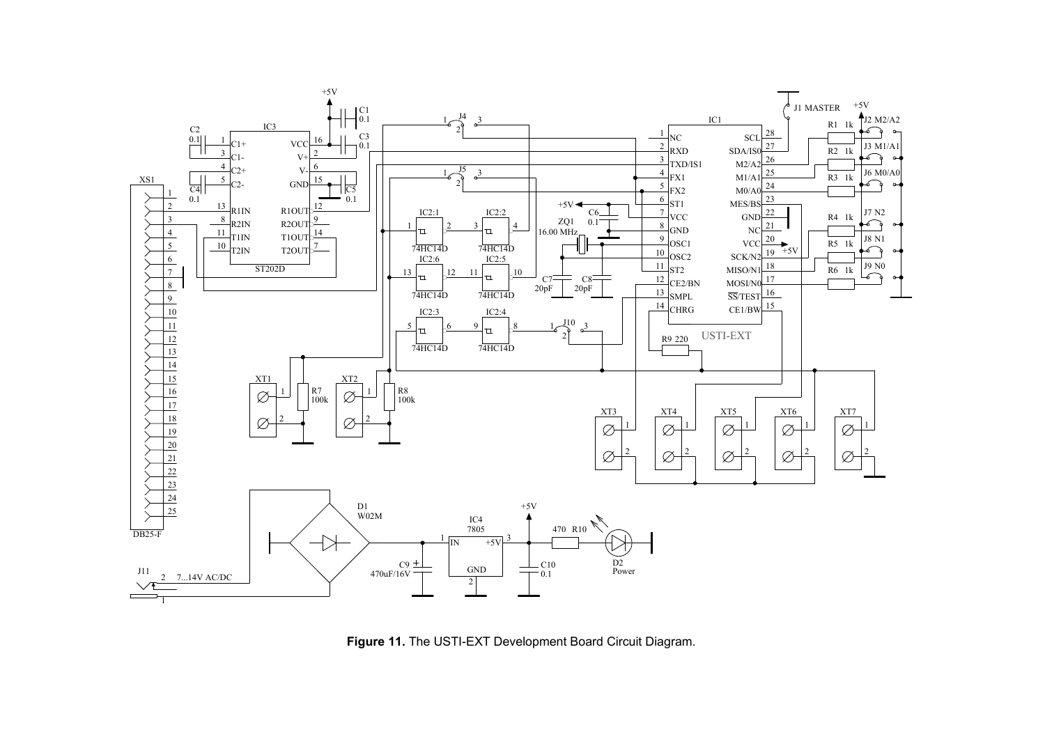**Figure 11.** The USTI-EXT Development Board Circuit Diagram.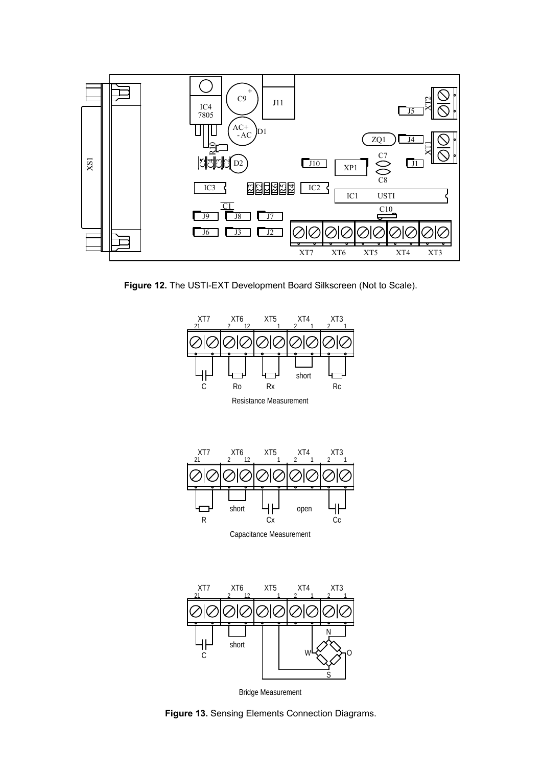**Figure 12.** The USTI-EXT Development Board Silkscreen (Not to Scale).

**Figure 13.** Sensing Elements Connection Diagrams.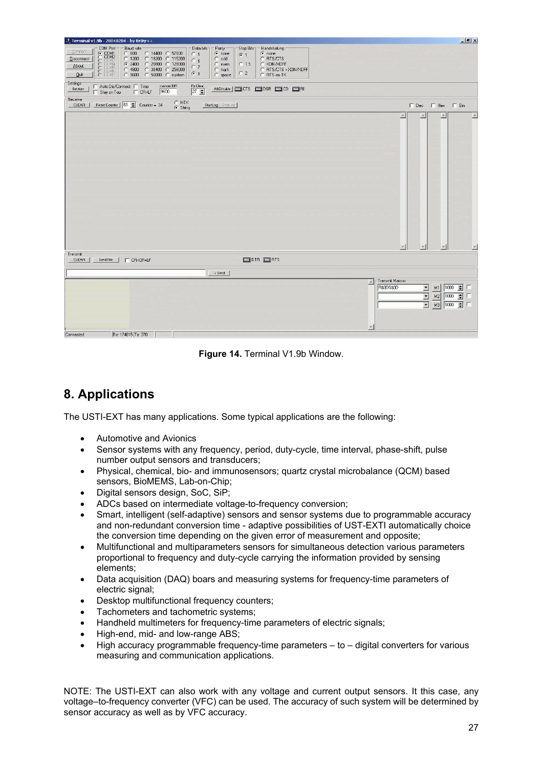**Figure 14.** Terminal V1.9b Window.

## 8. Applications

The USTI-EXT has many applications. Some typical applications are the following:

- Automotive and Avionics
- Sensor systems with any frequency, period, duty-cycle, time interval, phase-shift, pulse number output sensors and transducers;
- Physical, chemical, bio- and immunosensors; quartz crystal microbalance (QCM) based sensors, BioMEMS, Lab-on-Chip;
- Digital sensors design, SoC, SiP;
- ADCs based on intermediate voltage-to-frequency conversion;
- Smart, intelligent (self-adaptive) sensors and sensor systems due to programmable accuracy and non-redundant conversion time - adaptive possibilities of UST-EXTI automatically choice the conversion time depending on the given error of measurement and opposite;
- Multifunctional and multiparameters sensors for simultaneous detection various parameters proportional to frequency and duty-cycle carrying the information provided by sensing elements;
- Data acquisition (DAQ) boars and measuring systems for frequency-time parameters of electric signal;
- Desktop multifunctional frequency counters;
- Tachometers and tachometric systems;
- Handheld multimeters for frequency-time parameters of electric signals;
- High-end, mid- and low-range ABS;
- High accuracy programmable frequency-time parameters – to – digital converters for various measuring and communication applications.

NOTE: The USTI-EXT can also work with any voltage and current output sensors. It this case, any voltage–to-frequency converter (VFC) can be used. The accuracy of such system will be determined by sensor accuracy as well as by VFC accuracy.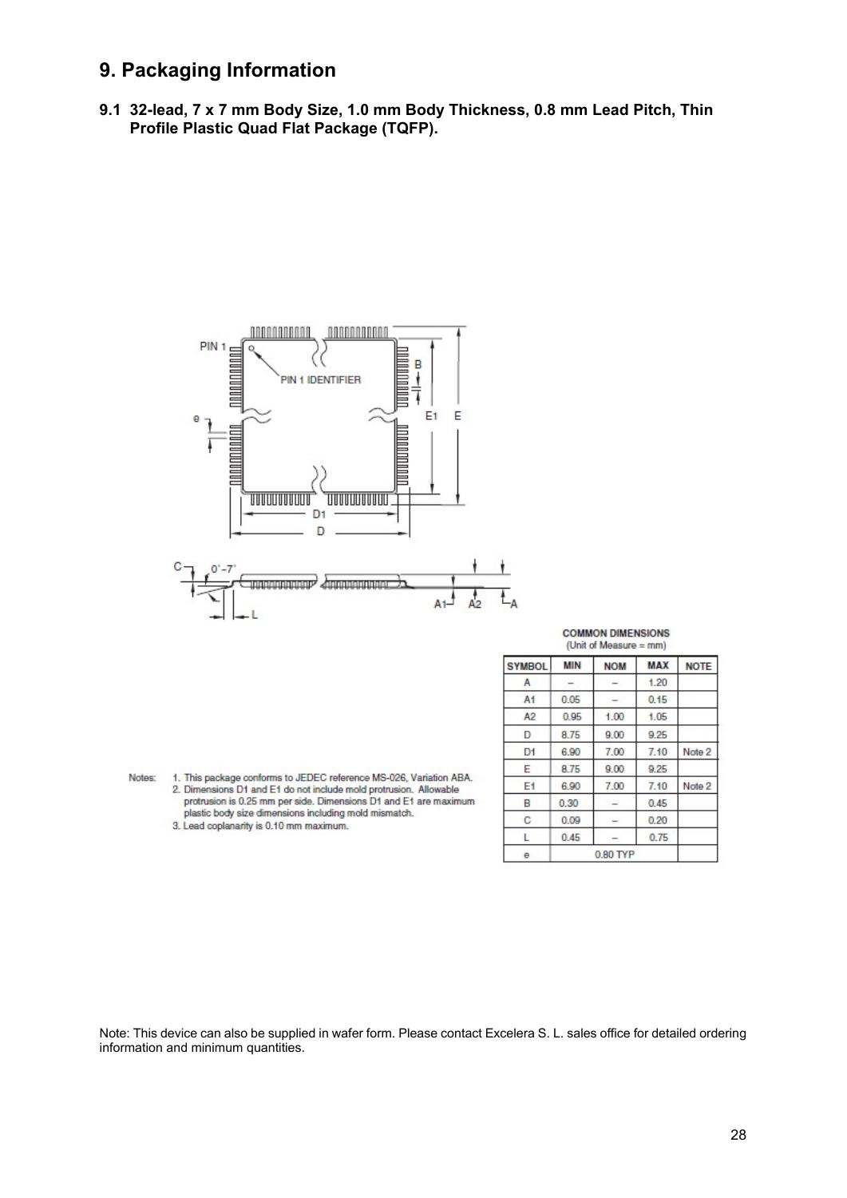# 9. Packaging Information

## 9.1 32-lead, 7 x 7 mm Body Size, 1.0 mm Body Thickness, 0.8 mm Lead Pitch, Thin Profile Plastic Quad Flat Package (TQFP).

Notes:
1. This package conforms to JEDEC reference MS-026, Variation ABA.
2. Dimensions D1 and E1 do not include mold protrusion. Allowable protrusion is 0.25 mm per side. Dimensions D1 and E1 are maximum plastic body size dimensions including mold mismatch.
3. Lead coplanarity is 0.10 mm maximum.

**COMMON DIMENSIONS**
(Unit of Measure = mm)

| SYMBOL | MIN | NOM | MAX | NOTE |
|---|---|---|---|---|
| A | – | – | 1.20 | |
| A1 | 0.05 | – | 0.15 | |
| A2 | 0.95 | 1.00 | 1.05 | |
| D | 8.75 | 9.00 | 9.25 | |
| D1 | 6.90 | 7.00 | 7.10 | Note 2 |
| E | 8.75 | 9.00 | 9.25 | |
| E1 | 6.90 | 7.00 | 7.10 | Note 2 |
| B | 0.30 | – | 0.45 | |
| C | 0.09 | – | 0.20 | |
| L | 0.45 | – | 0.75 | |
| e | | 0.80 TYP | | |

Note: This device can also be supplied in wafer form. Please contact Excelera S. L. sales office for detailed ordering information and minimum quantities.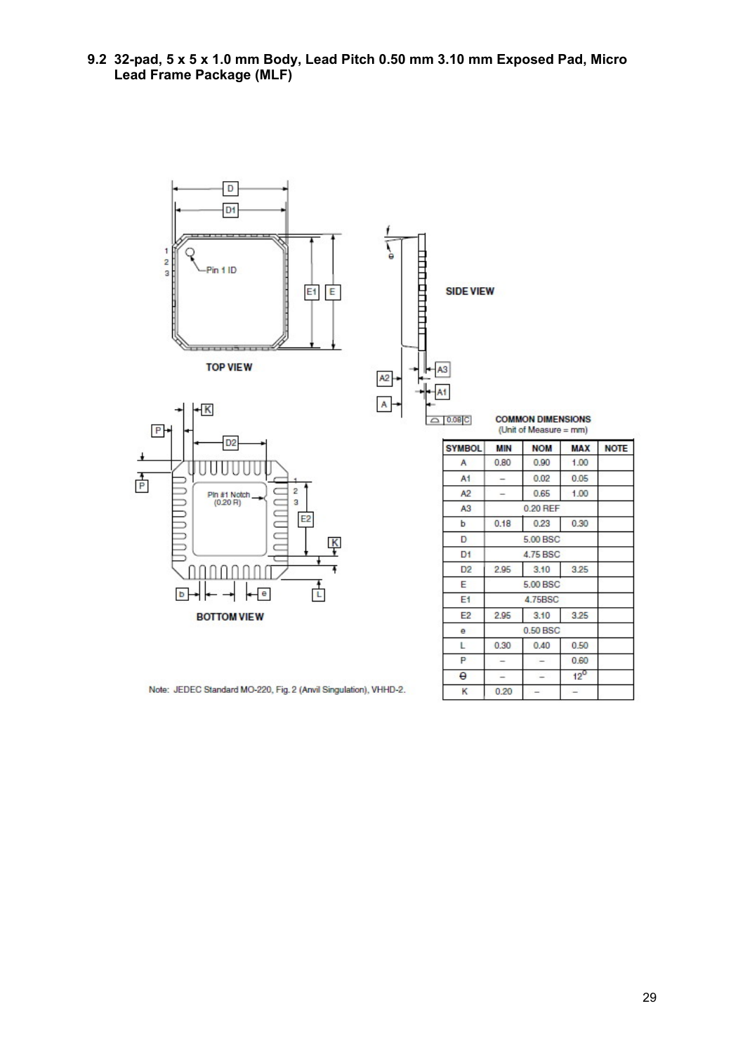## 9.2 32-pad, 5 x 5 x 1.0 mm Body, Lead Pitch 0.50 mm 3.10 mm Exposed Pad, Micro Lead Frame Package (MLF)

TOP VIEW

SIDE VIEW

BOTTOM VIEW

**COMMON DIMENSIONS**
(Unit of Measure = mm)

| SYMBOL | MIN | NOM | MAX | NOTE |
|---|---|---|---|---|
| A | 0.80 | 0.90 | 1.00 | |
| A1 | – | 0.02 | 0.05 | |
| A2 | – | 0.65 | 1.00 | |
| A3 | | 0.20 REF | | |
| b | 0.18 | 0.23 | 0.30 | |
| D | | 5.00 BSC | | |
| D1 | | 4.75 BSC | | |
| D2 | 2.95 | 3.10 | 3.25 | |
| E | | 5.00 BSC | | |
| E1 | | 4.75BSC | | |
| E2 | 2.95 | 3.10 | 3.25 | |
| e | | 0.50 BSC | | |
| L | 0.30 | 0.40 | 0.50 | |
| P | – | – | 0.60 | |
| $\theta$ | – | – | $12^{o}$ | |
| K | 0.20 | – | – | |

Note: JEDEC Standard MO-220, Fig. 2 (Anvil Singulation), VHHD-2.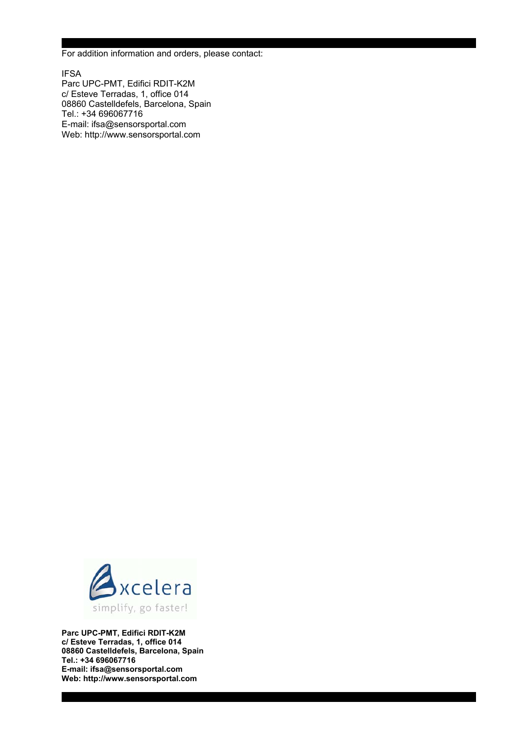For addition information and orders, please contact:

IFSA
Parc UPC-PMT, Edifici RDIT-K2M
c/ Esteve Terradas, 1, office 014
08860 Castelldefels, Barcelona, Spain
Tel.: +34 696067716
E-mail: ifsa@sensorsportal.com
Web: http://www.sensorsportal.com

xcelera
simplify, go faster!

**Parc UPC-PMT, Edifici RDIT-K2M**
**c/ Esteve Terradas, 1, office 014**
**08860 Castelldefels, Barcelona, Spain**
**Tel.: +34 696067716**
**E-mail: ifsa@sensorsportal.com**
**Web: http://www.sensorsportal.com**